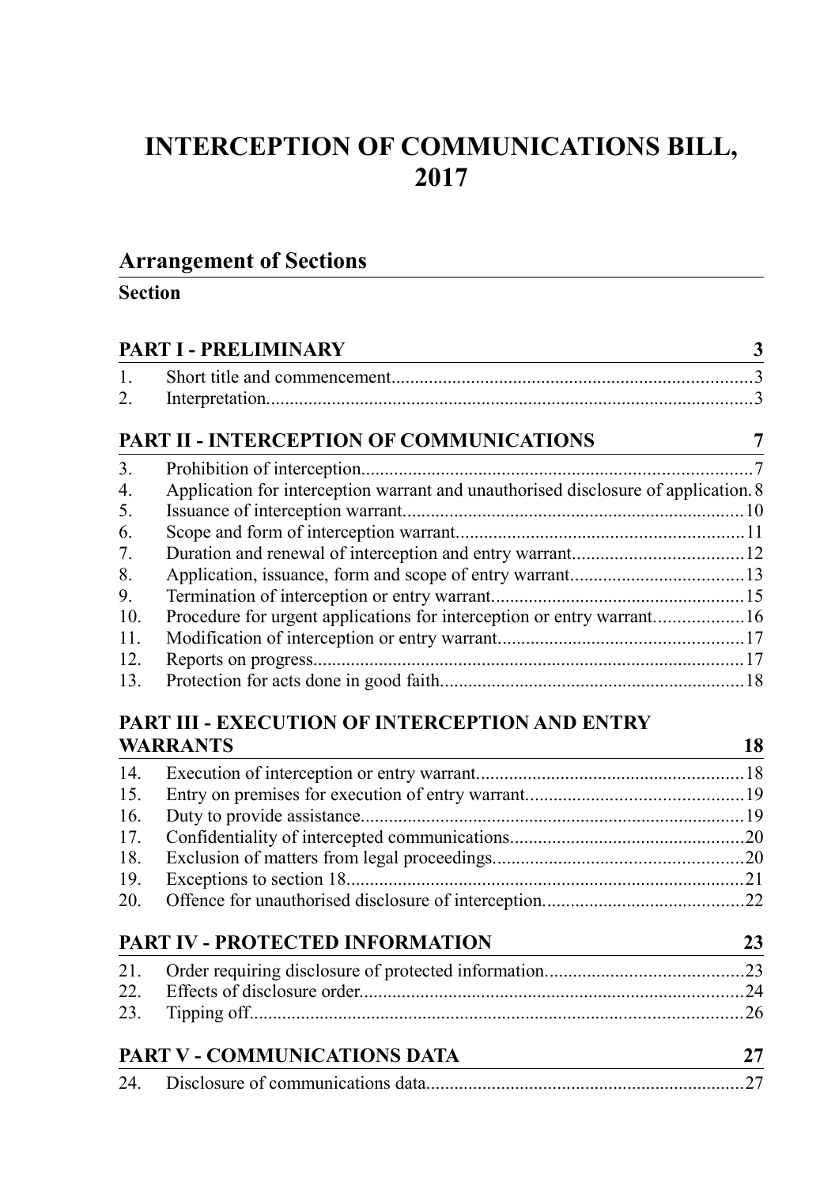# INTERCEPTION OF COMMUNICATIONS BILL, 2017

## Arrangement of Sections

**Section**

### PART I - PRELIMINARY — 3

1. Short title and commencement....................3
2. Interpretation....................3

### PART II - INTERCEPTION OF COMMUNICATIONS — 7

3. Prohibition of interception....................7
4. Application for interception warrant and unauthorised disclosure of application....................8
5. Issuance of interception warrant....................10
6. Scope and form of interception warrant....................11
7. Duration and renewal of interception and entry warrant....................12
8. Application, issuance, form and scope of entry warrant....................13
9. Termination of interception or entry warrant....................15
10. Procedure for urgent applications for interception or entry warrant....................16
11. Modification of interception or entry warrant....................17
12. Reports on progress....................17
13. Protection for acts done in good faith....................18

### PART III - EXECUTION OF INTERCEPTION AND ENTRY WARRANTS — 18

14. Execution of interception or entry warrant....................18
15. Entry on premises for execution of entry warrant....................19
16. Duty to provide assistance....................19
17. Confidentiality of intercepted communications....................20
18. Exclusion of matters from legal proceedings....................20
19. Exceptions to section 18....................21
20. Offence for unauthorised disclosure of interception....................22

### PART IV - PROTECTED INFORMATION — 23

21. Order requiring disclosure of protected information....................23
22. Effects of disclosure order....................24
23. Tipping off....................26

### PART V - COMMUNICATIONS DATA — 27

24. Disclosure of communications data....................27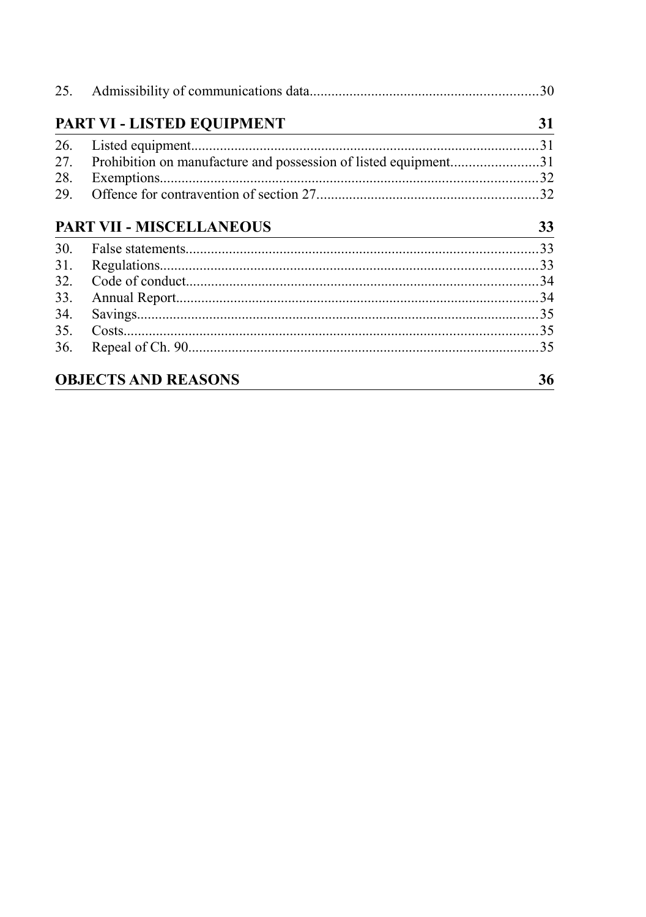25. Admissibility of communications data..............................................................30

## PART VI - LISTED EQUIPMENT 31

26. Listed equipment..............................................................................................31
27. Prohibition on manufacture and possession of listed equipment........................31
28. Exemptions.......................................................................................................32
29. Offence for contravention of section 27.............................................................32

## PART VII - MISCELLANEOUS 33

30. False statements................................................................................................33
31. Regulations.......................................................................................................33
32. Code of conduct................................................................................................34
33. Annual Report...................................................................................................34
34. Savings..............................................................................................................35
35. Costs.................................................................................................................35
36. Repeal of Ch. 90................................................................................................35

## OBJECTS AND REASONS 36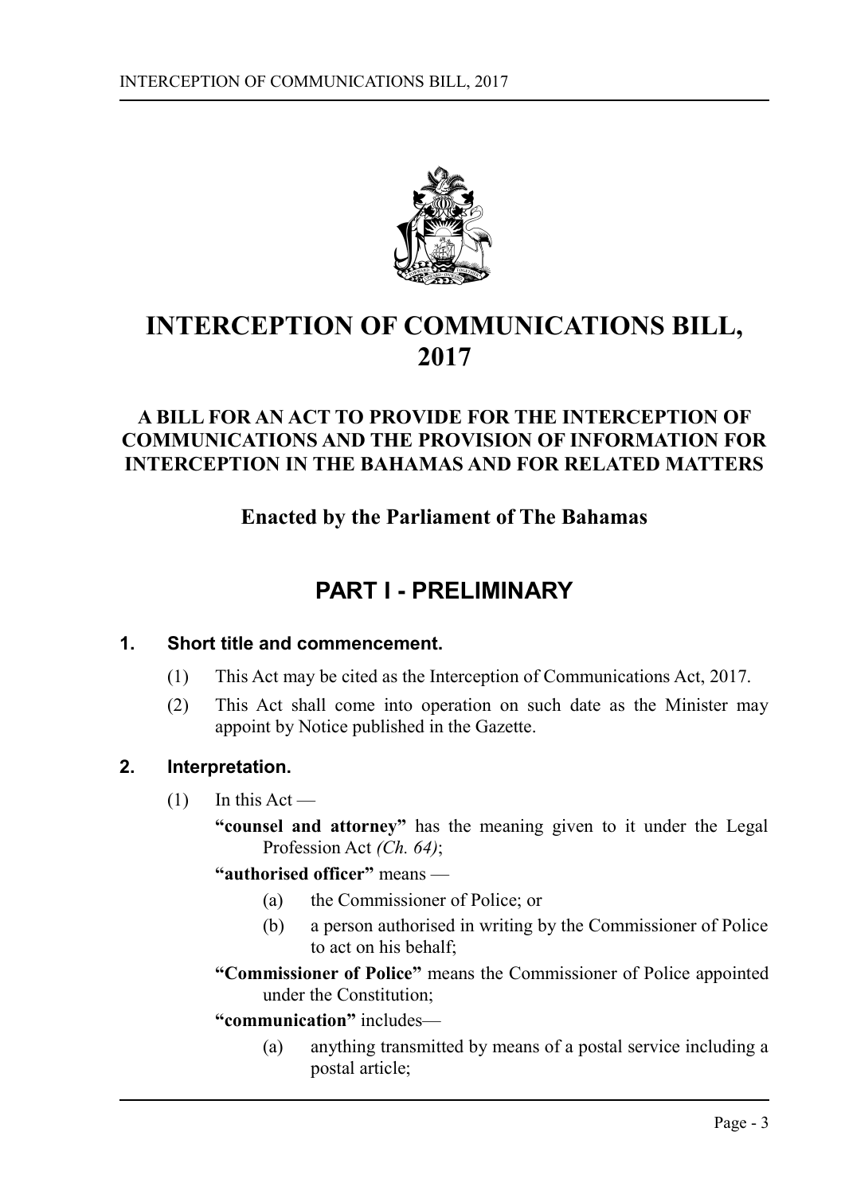# INTERCEPTION OF COMMUNICATIONS BILL, 2017

## A BILL FOR AN ACT TO PROVIDE FOR THE INTERCEPTION OF COMMUNICATIONS AND THE PROVISION OF INFORMATION FOR INTERCEPTION IN THE BAHAMAS AND FOR RELATED MATTERS

### Enacted by the Parliament of The Bahamas

## PART I - PRELIMINARY

### 1. Short title and commencement.

(1) This Act may be cited as the Interception of Communications Act, 2017.

(2) This Act shall come into operation on such date as the Minister may appoint by Notice published in the Gazette.

### 2. Interpretation.

(1) In this Act —

**"counsel and attorney"** has the meaning given to it under the Legal Profession Act *(Ch. 64)*;

**"authorised officer"** means —

(a) the Commissioner of Police; or

(b) a person authorised in writing by the Commissioner of Police to act on his behalf;

**"Commissioner of Police"** means the Commissioner of Police appointed under the Constitution;

**"communication"** includes—

(a) anything transmitted by means of a postal service including a postal article;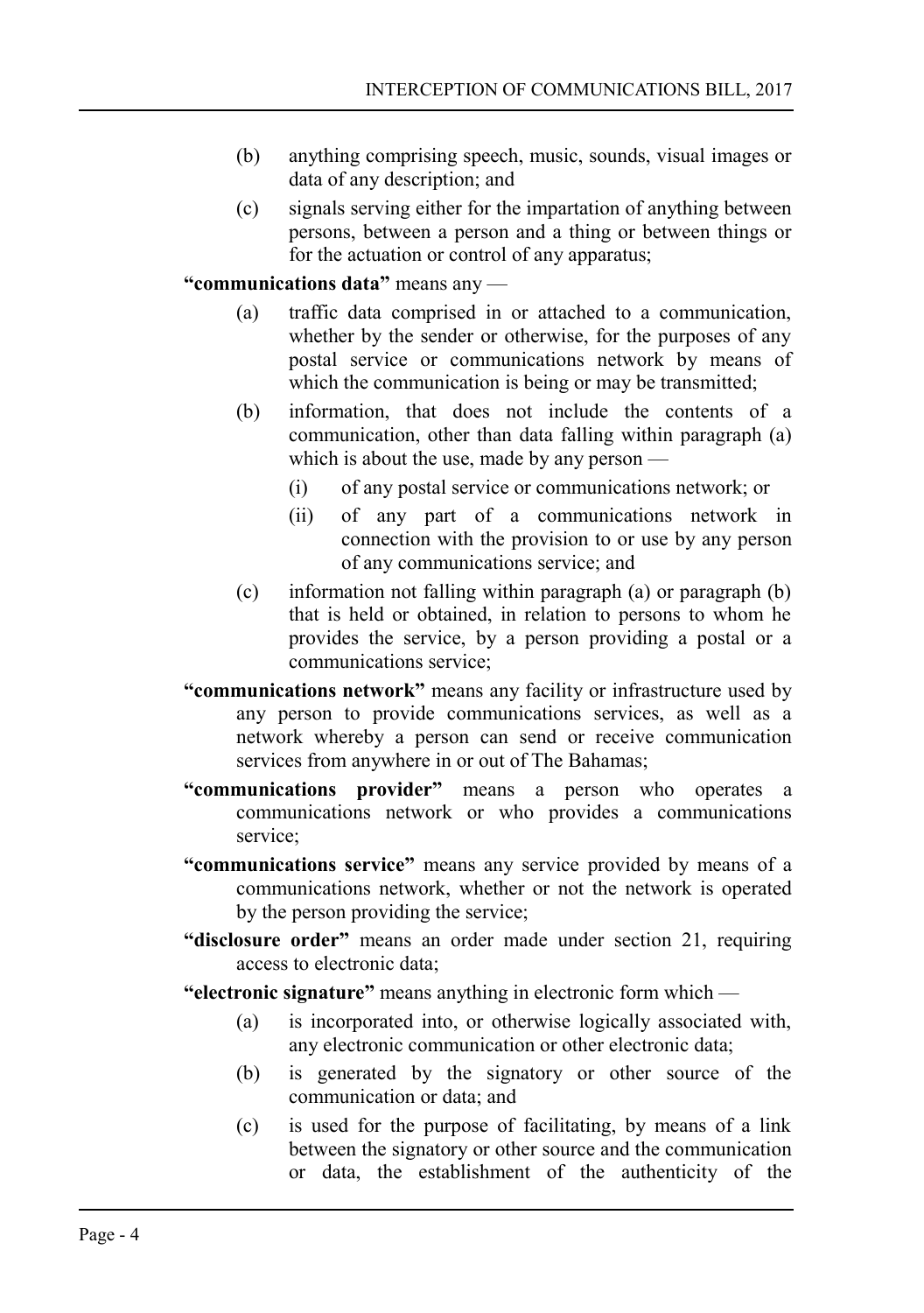(b) anything comprising speech, music, sounds, visual images or data of any description; and

(c) signals serving either for the impartation of anything between persons, between a person and a thing or between things or for the actuation or control of any apparatus;

**"communications data"** means any —

(a) traffic data comprised in or attached to a communication, whether by the sender or otherwise, for the purposes of any postal service or communications network by means of which the communication is being or may be transmitted;

(b) information, that does not include the contents of a communication, other than data falling within paragraph (a) which is about the use, made by any person —

(i) of any postal service or communications network; or

(ii) of any part of a communications network in connection with the provision to or use by any person of any communications service; and

(c) information not falling within paragraph (a) or paragraph (b) that is held or obtained, in relation to persons to whom he provides the service, by a person providing a postal or a communications service;

**"communications network"** means any facility or infrastructure used by any person to provide communications services, as well as a network whereby a person can send or receive communication services from anywhere in or out of The Bahamas;

**"communications provider"** means a person who operates a communications network or who provides a communications service;

**"communications service"** means any service provided by means of a communications network, whether or not the network is operated by the person providing the service;

**"disclosure order"** means an order made under section 21, requiring access to electronic data;

**"electronic signature"** means anything in electronic form which —

(a) is incorporated into, or otherwise logically associated with, any electronic communication or other electronic data;

(b) is generated by the signatory or other source of the communication or data; and

(c) is used for the purpose of facilitating, by means of a link between the signatory or other source and the communication or data, the establishment of the authenticity of the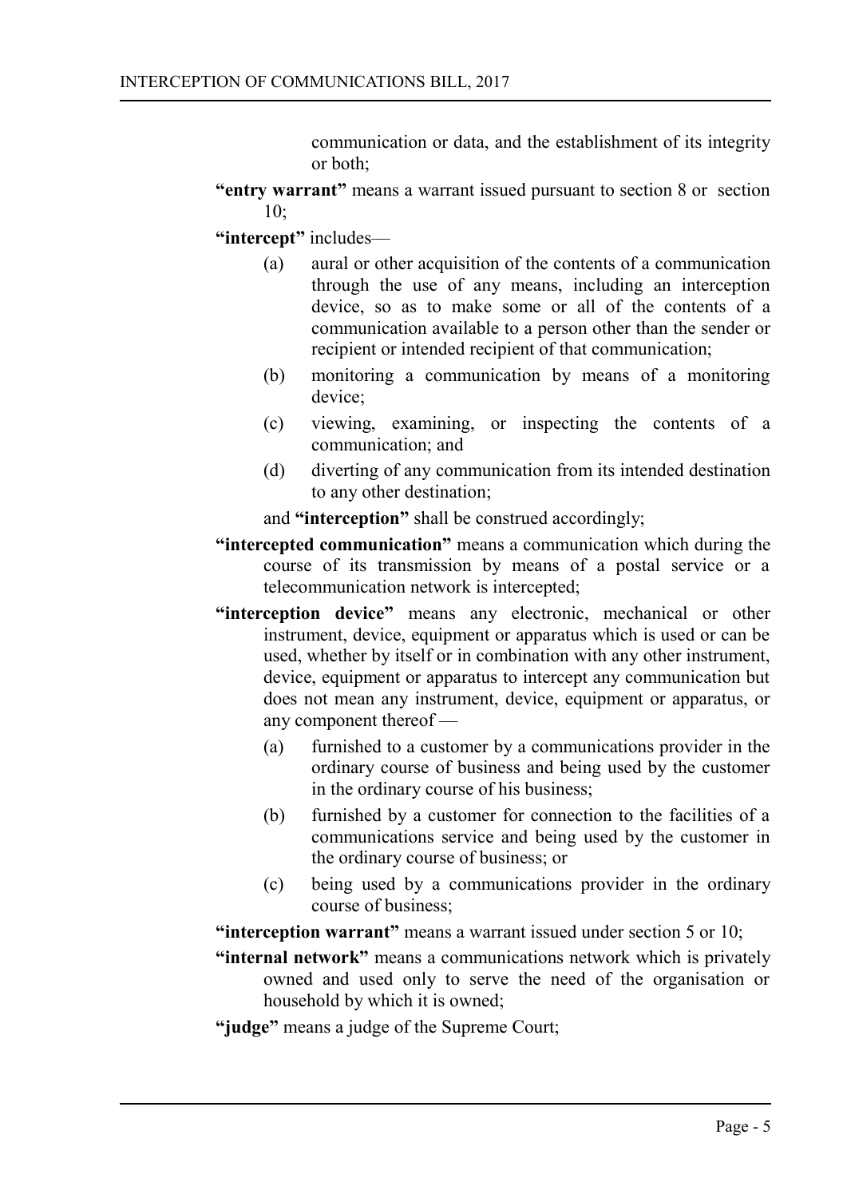communication or data, and the establishment of its integrity or both;

**"entry warrant"** means a warrant issued pursuant to section 8 or section 10;

**"intercept"** includes—

- (a) aural or other acquisition of the contents of a communication through the use of any means, including an interception device, so as to make some or all of the contents of a communication available to a person other than the sender or recipient or intended recipient of that communication;
- (b) monitoring a communication by means of a monitoring device;
- (c) viewing, examining, or inspecting the contents of a communication; and
- (d) diverting of any communication from its intended destination to any other destination;

and **"interception"** shall be construed accordingly;

**"intercepted communication"** means a communication which during the course of its transmission by means of a postal service or a telecommunication network is intercepted;

**"interception device"** means any electronic, mechanical or other instrument, device, equipment or apparatus which is used or can be used, whether by itself or in combination with any other instrument, device, equipment or apparatus to intercept any communication but does not mean any instrument, device, equipment or apparatus, or any component thereof —

- (a) furnished to a customer by a communications provider in the ordinary course of business and being used by the customer in the ordinary course of his business;
- (b) furnished by a customer for connection to the facilities of a communications service and being used by the customer in the ordinary course of business; or
- (c) being used by a communications provider in the ordinary course of business;

**"interception warrant"** means a warrant issued under section 5 or 10;

**"internal network"** means a communications network which is privately owned and used only to serve the need of the organisation or household by which it is owned;

**"judge"** means a judge of the Supreme Court;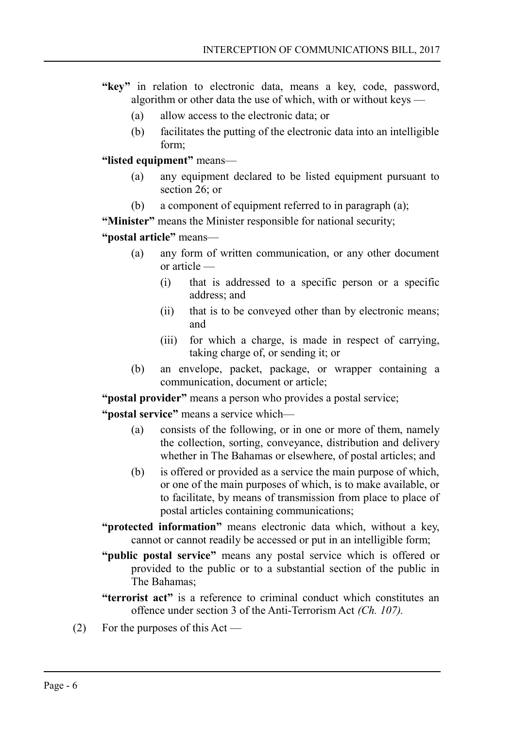**"key"** in relation to electronic data, means a key, code, password, algorithm or other data the use of which, with or without keys —

(a) allow access to the electronic data; or

(b) facilitates the putting of the electronic data into an intelligible form;

**"listed equipment"** means—

(a) any equipment declared to be listed equipment pursuant to section 26; or

(b) a component of equipment referred to in paragraph (a);

**"Minister"** means the Minister responsible for national security;

**"postal article"** means—

(a) any form of written communication, or any other document or article —

(i) that is addressed to a specific person or a specific address; and

(ii) that is to be conveyed other than by electronic means; and

(iii) for which a charge, is made in respect of carrying, taking charge of, or sending it; or

(b) an envelope, packet, package, or wrapper containing a communication, document or article;

**"postal provider"** means a person who provides a postal service;

**"postal service"** means a service which—

(a) consists of the following, or in one or more of them, namely the collection, sorting, conveyance, distribution and delivery whether in The Bahamas or elsewhere, of postal articles; and

(b) is offered or provided as a service the main purpose of which, or one of the main purposes of which, is to make available, or to facilitate, by means of transmission from place to place of postal articles containing communications;

**"protected information"** means electronic data which, without a key, cannot or cannot readily be accessed or put in an intelligible form;

**"public postal service"** means any postal service which is offered or provided to the public or to a substantial section of the public in The Bahamas;

**"terrorist act"** is a reference to criminal conduct which constitutes an offence under section 3 of the Anti-Terrorism Act *(Ch. 107).*

(2) For the purposes of this Act —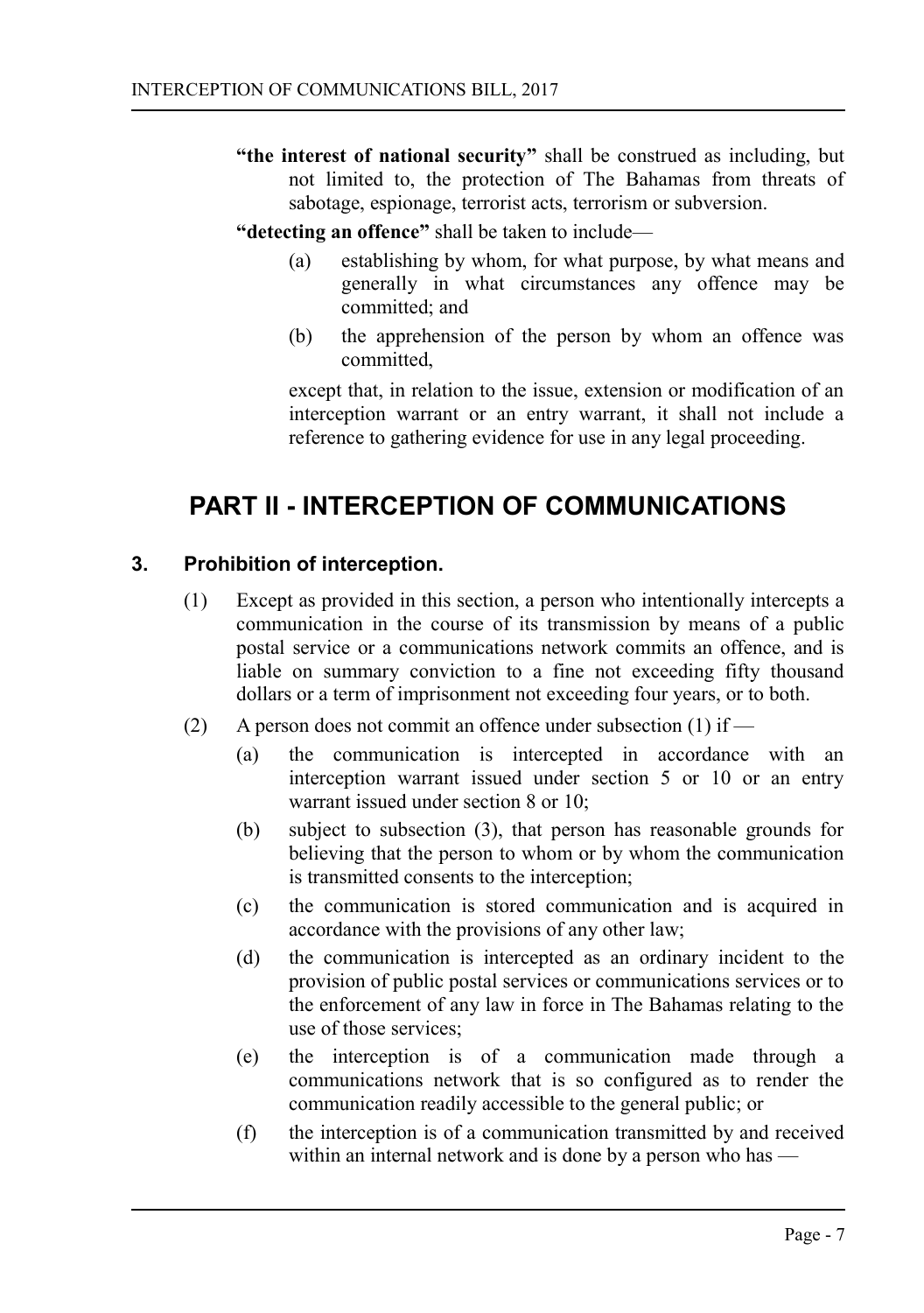**"the interest of national security"** shall be construed as including, but not limited to, the protection of The Bahamas from threats of sabotage, espionage, terrorist acts, terrorism or subversion.

**"detecting an offence"** shall be taken to include—

(a) establishing by whom, for what purpose, by what means and generally in what circumstances any offence may be committed; and

(b) the apprehension of the person by whom an offence was committed,

except that, in relation to the issue, extension or modification of an interception warrant or an entry warrant, it shall not include a reference to gathering evidence for use in any legal proceeding.

# PART II - INTERCEPTION OF COMMUNICATIONS

## 3. Prohibition of interception.

(1) Except as provided in this section, a person who intentionally intercepts a communication in the course of its transmission by means of a public postal service or a communications network commits an offence, and is liable on summary conviction to a fine not exceeding fifty thousand dollars or a term of imprisonment not exceeding four years, or to both.

(2) A person does not commit an offence under subsection (1) if —

(a) the communication is intercepted in accordance with an interception warrant issued under section 5 or 10 or an entry warrant issued under section 8 or 10;

(b) subject to subsection (3), that person has reasonable grounds for believing that the person to whom or by whom the communication is transmitted consents to the interception;

(c) the communication is stored communication and is acquired in accordance with the provisions of any other law;

(d) the communication is intercepted as an ordinary incident to the provision of public postal services or communications services or to the enforcement of any law in force in The Bahamas relating to the use of those services;

(e) the interception is of a communication made through a communications network that is so configured as to render the communication readily accessible to the general public; or

(f) the interception is of a communication transmitted by and received within an internal network and is done by a person who has —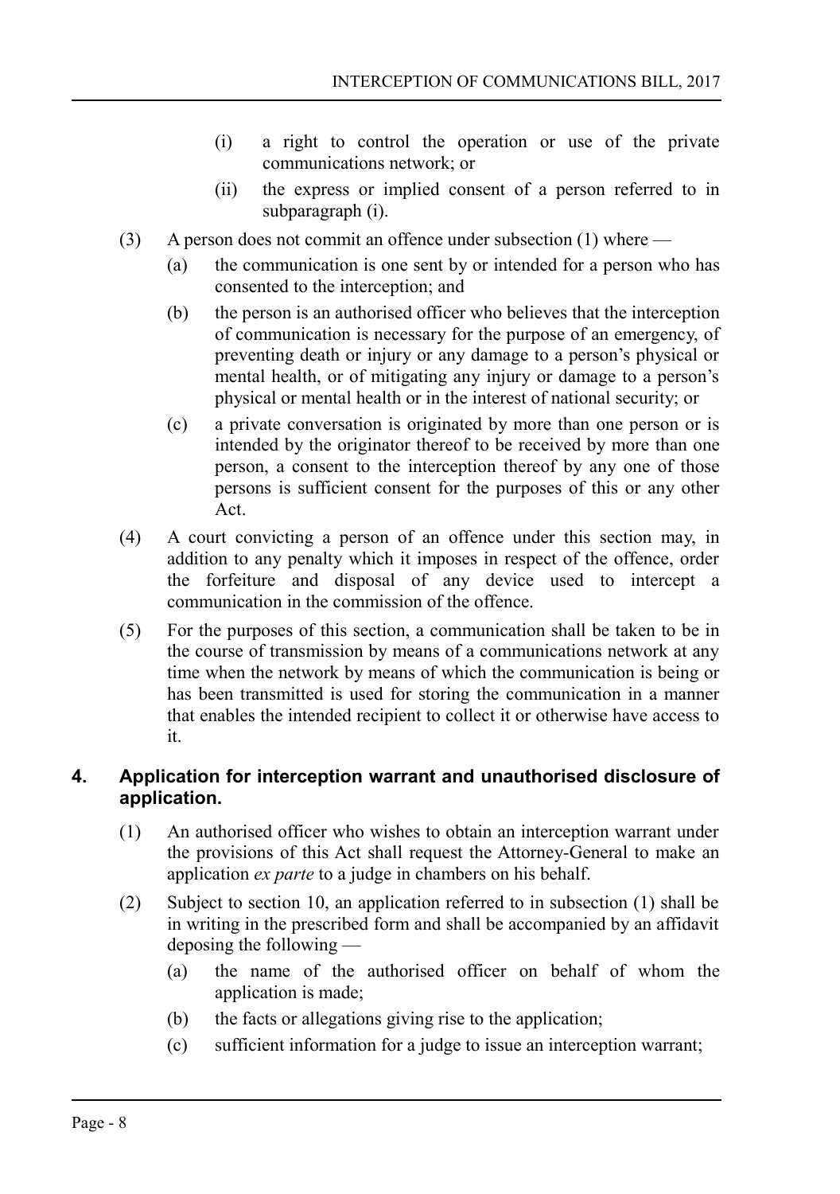(i) a right to control the operation or use of the private communications network; or

(ii) the express or implied consent of a person referred to in subparagraph (i).

(3) A person does not commit an offence under subsection (1) where —

(a) the communication is one sent by or intended for a person who has consented to the interception; and

(b) the person is an authorised officer who believes that the interception of communication is necessary for the purpose of an emergency, of preventing death or injury or any damage to a person's physical or mental health, or of mitigating any injury or damage to a person's physical or mental health or in the interest of national security; or

(c) a private conversation is originated by more than one person or is intended by the originator thereof to be received by more than one person, a consent to the interception thereof by any one of those persons is sufficient consent for the purposes of this or any other Act.

(4) A court convicting a person of an offence under this section may, in addition to any penalty which it imposes in respect of the offence, order the forfeiture and disposal of any device used to intercept a communication in the commission of the offence.

(5) For the purposes of this section, a communication shall be taken to be in the course of transmission by means of a communications network at any time when the network by means of which the communication is being or has been transmitted is used for storing the communication in a manner that enables the intended recipient to collect it or otherwise have access to it.

## 4. Application for interception warrant and unauthorised disclosure of application.

(1) An authorised officer who wishes to obtain an interception warrant under the provisions of this Act shall request the Attorney-General to make an application *ex parte* to a judge in chambers on his behalf.

(2) Subject to section 10, an application referred to in subsection (1) shall be in writing in the prescribed form and shall be accompanied by an affidavit deposing the following —

(a) the name of the authorised officer on behalf of whom the application is made;

(b) the facts or allegations giving rise to the application;

(c) sufficient information for a judge to issue an interception warrant;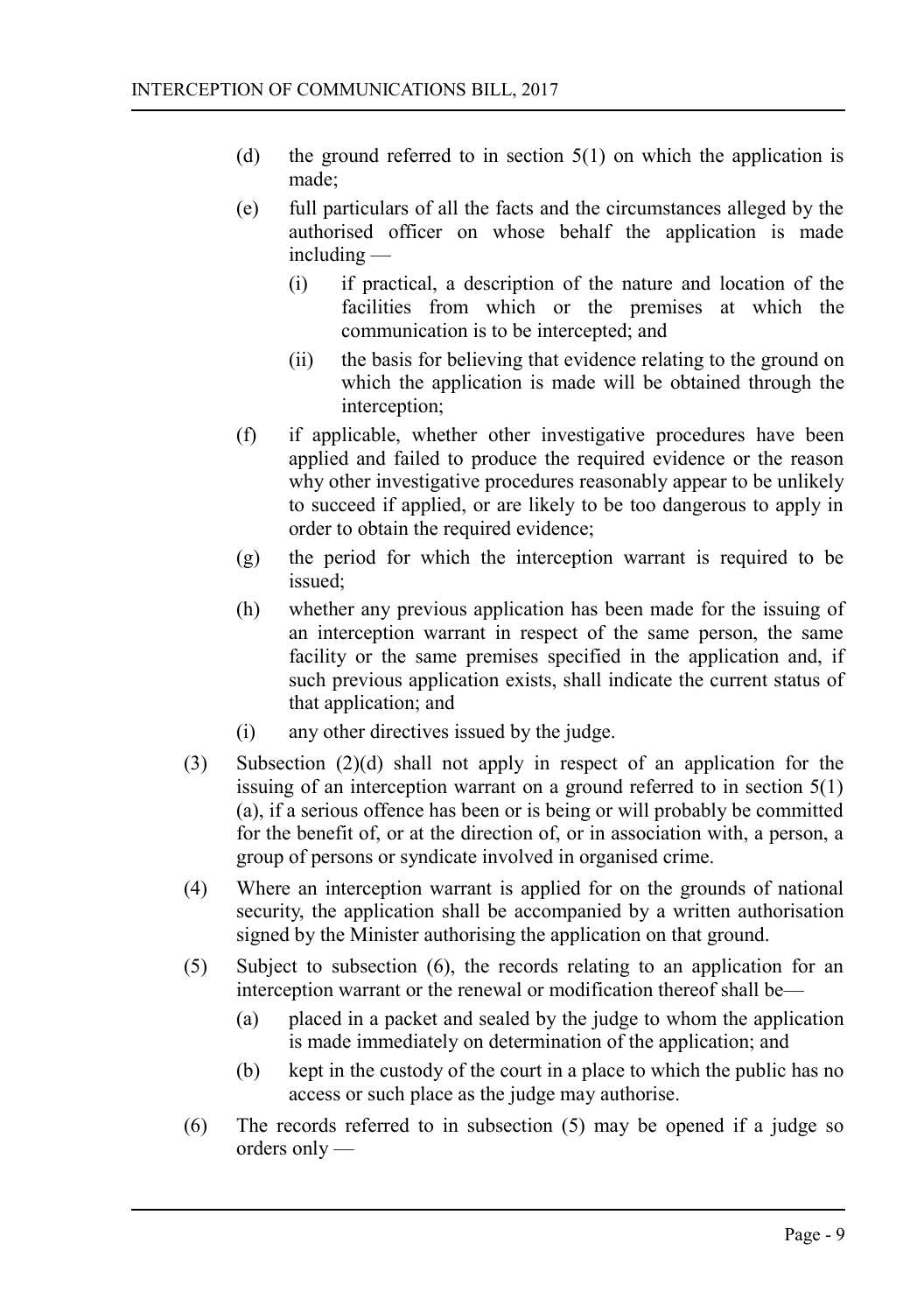(d) the ground referred to in section 5(1) on which the application is made;

(e) full particulars of all the facts and the circumstances alleged by the authorised officer on whose behalf the application is made including —

   (i) if practical, a description of the nature and location of the facilities from which or the premises at which the communication is to be intercepted; and

   (ii) the basis for believing that evidence relating to the ground on which the application is made will be obtained through the interception;

(f) if applicable, whether other investigative procedures have been applied and failed to produce the required evidence or the reason why other investigative procedures reasonably appear to be unlikely to succeed if applied, or are likely to be too dangerous to apply in order to obtain the required evidence;

(g) the period for which the interception warrant is required to be issued;

(h) whether any previous application has been made for the issuing of an interception warrant in respect of the same person, the same facility or the same premises specified in the application and, if such previous application exists, shall indicate the current status of that application; and

(i) any other directives issued by the judge.

(3) Subsection (2)(d) shall not apply in respect of an application for the issuing of an interception warrant on a ground referred to in section 5(1)(a), if a serious offence has been or is being or will probably be committed for the benefit of, or at the direction of, or in association with, a person, a group of persons or syndicate involved in organised crime.

(4) Where an interception warrant is applied for on the grounds of national security, the application shall be accompanied by a written authorisation signed by the Minister authorising the application on that ground.

(5) Subject to subsection (6), the records relating to an application for an interception warrant or the renewal or modification thereof shall be—

   (a) placed in a packet and sealed by the judge to whom the application is made immediately on determination of the application; and

   (b) kept in the custody of the court in a place to which the public has no access or such place as the judge may authorise.

(6) The records referred to in subsection (5) may be opened if a judge so orders only —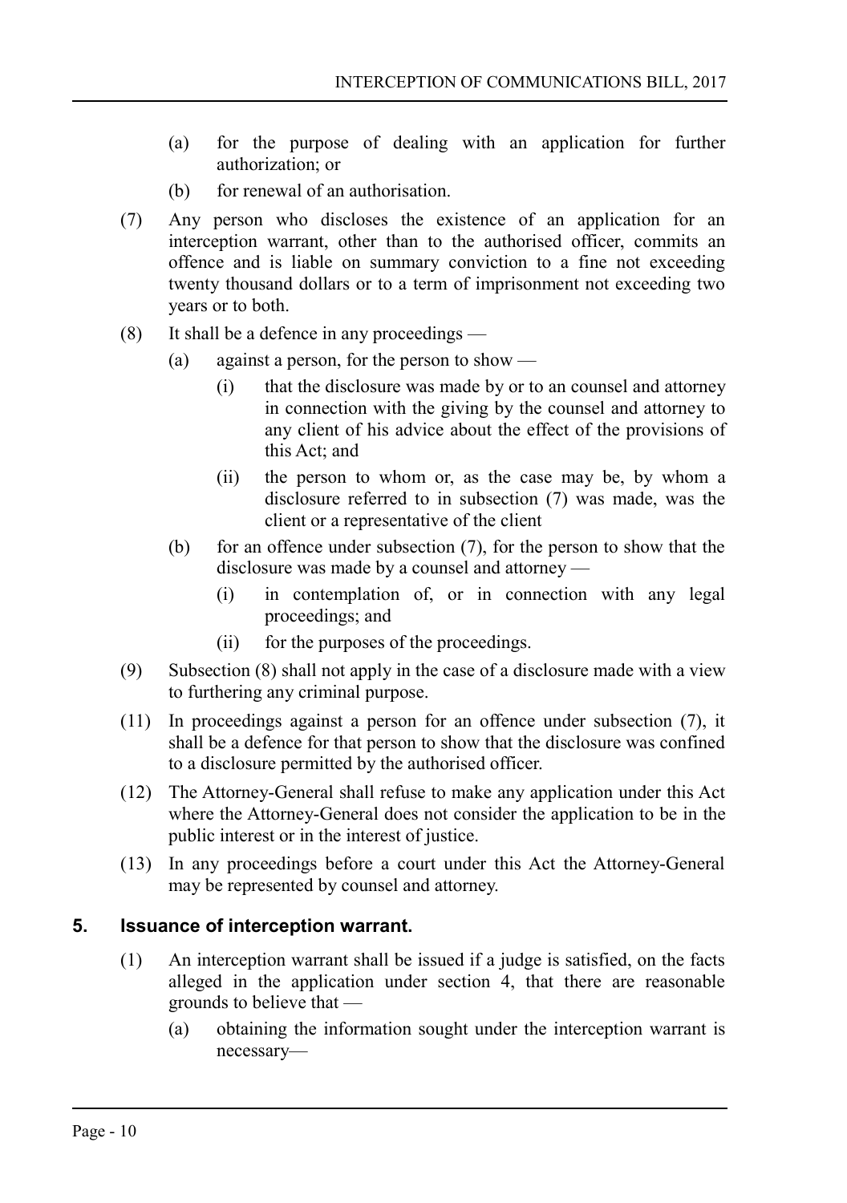(a) for the purpose of dealing with an application for further authorization; or

(b) for renewal of an authorisation.

(7) Any person who discloses the existence of an application for an interception warrant, other than to the authorised officer, commits an offence and is liable on summary conviction to a fine not exceeding twenty thousand dollars or to a term of imprisonment not exceeding two years or to both.

(8) It shall be a defence in any proceedings —

(a) against a person, for the person to show —

(i) that the disclosure was made by or to an counsel and attorney in connection with the giving by the counsel and attorney to any client of his advice about the effect of the provisions of this Act; and

(ii) the person to whom or, as the case may be, by whom a disclosure referred to in subsection (7) was made, was the client or a representative of the client

(b) for an offence under subsection (7), for the person to show that the disclosure was made by a counsel and attorney —

(i) in contemplation of, or in connection with any legal proceedings; and

(ii) for the purposes of the proceedings.

(9) Subsection (8) shall not apply in the case of a disclosure made with a view to furthering any criminal purpose.

(11) In proceedings against a person for an offence under subsection (7), it shall be a defence for that person to show that the disclosure was confined to a disclosure permitted by the authorised officer.

(12) The Attorney-General shall refuse to make any application under this Act where the Attorney-General does not consider the application to be in the public interest or in the interest of justice.

(13) In any proceedings before a court under this Act the Attorney-General may be represented by counsel and attorney.

## 5. Issuance of interception warrant.

(1) An interception warrant shall be issued if a judge is satisfied, on the facts alleged in the application under section 4, that there are reasonable grounds to believe that —

(a) obtaining the information sought under the interception warrant is necessary—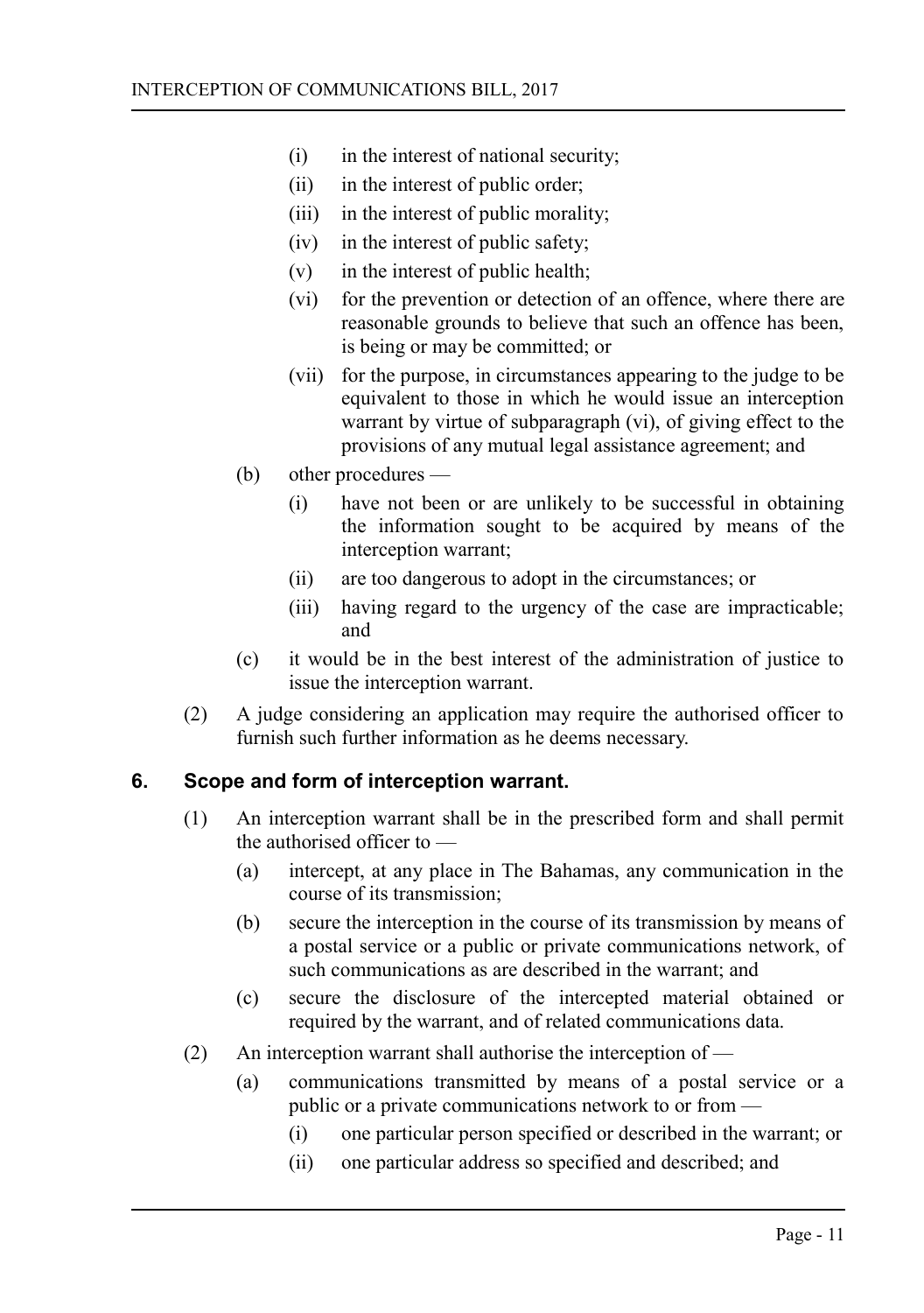- (i) in the interest of national security;
- (ii) in the interest of public order;
- (iii) in the interest of public morality;
- (iv) in the interest of public safety;
- (v) in the interest of public health;
- (vi) for the prevention or detection of an offence, where there are reasonable grounds to believe that such an offence has been, is being or may be committed; or
- (vii) for the purpose, in circumstances appearing to the judge to be equivalent to those in which he would issue an interception warrant by virtue of subparagraph (vi), of giving effect to the provisions of any mutual legal assistance agreement; and

(b) other procedures —

- (i) have not been or are unlikely to be successful in obtaining the information sought to be acquired by means of the interception warrant;
- (ii) are too dangerous to adopt in the circumstances; or
- (iii) having regard to the urgency of the case are impracticable; and

(c) it would be in the best interest of the administration of justice to issue the interception warrant.

(2) A judge considering an application may require the authorised officer to furnish such further information as he deems necessary.

## 6. Scope and form of interception warrant.

(1) An interception warrant shall be in the prescribed form and shall permit the authorised officer to —

- (a) intercept, at any place in The Bahamas, any communication in the course of its transmission;
- (b) secure the interception in the course of its transmission by means of a postal service or a public or private communications network, of such communications as are described in the warrant; and
- (c) secure the disclosure of the intercepted material obtained or required by the warrant, and of related communications data.

(2) An interception warrant shall authorise the interception of —

(a) communications transmitted by means of a postal service or a public or a private communications network to or from —

- (i) one particular person specified or described in the warrant; or
- (ii) one particular address so specified and described; and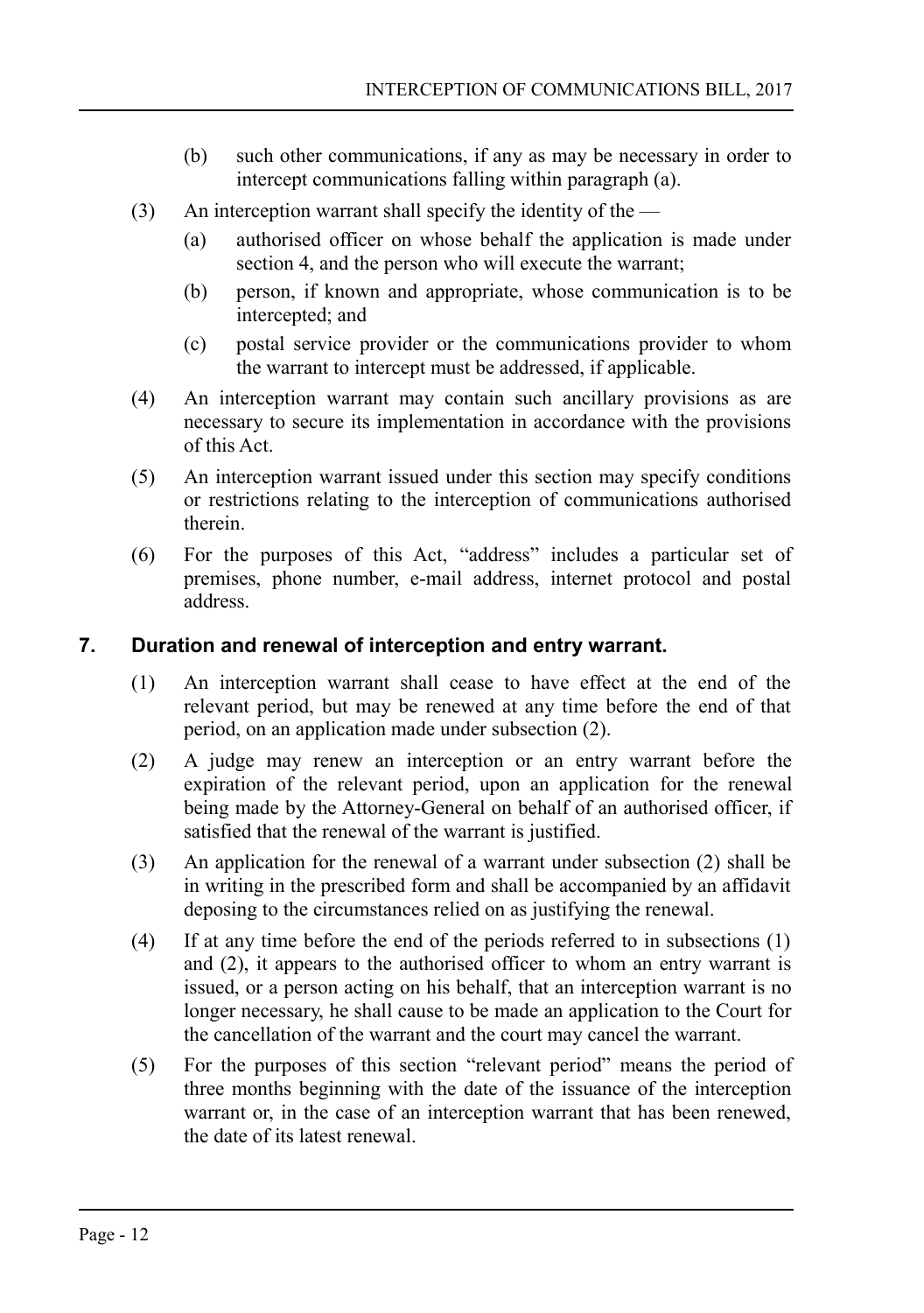(b) such other communications, if any as may be necessary in order to intercept communications falling within paragraph (a).

(3) An interception warrant shall specify the identity of the —

(a) authorised officer on whose behalf the application is made under section 4, and the person who will execute the warrant;

(b) person, if known and appropriate, whose communication is to be intercepted; and

(c) postal service provider or the communications provider to whom the warrant to intercept must be addressed, if applicable.

(4) An interception warrant may contain such ancillary provisions as are necessary to secure its implementation in accordance with the provisions of this Act.

(5) An interception warrant issued under this section may specify conditions or restrictions relating to the interception of communications authorised therein.

(6) For the purposes of this Act, "address" includes a particular set of premises, phone number, e-mail address, internet protocol and postal address.

## 7. Duration and renewal of interception and entry warrant.

(1) An interception warrant shall cease to have effect at the end of the relevant period, but may be renewed at any time before the end of that period, on an application made under subsection (2).

(2) A judge may renew an interception or an entry warrant before the expiration of the relevant period, upon an application for the renewal being made by the Attorney-General on behalf of an authorised officer, if satisfied that the renewal of the warrant is justified.

(3) An application for the renewal of a warrant under subsection (2) shall be in writing in the prescribed form and shall be accompanied by an affidavit deposing to the circumstances relied on as justifying the renewal.

(4) If at any time before the end of the periods referred to in subsections (1) and (2), it appears to the authorised officer to whom an entry warrant is issued, or a person acting on his behalf, that an interception warrant is no longer necessary, he shall cause to be made an application to the Court for the cancellation of the warrant and the court may cancel the warrant.

(5) For the purposes of this section "relevant period" means the period of three months beginning with the date of the issuance of the interception warrant or, in the case of an interception warrant that has been renewed, the date of its latest renewal.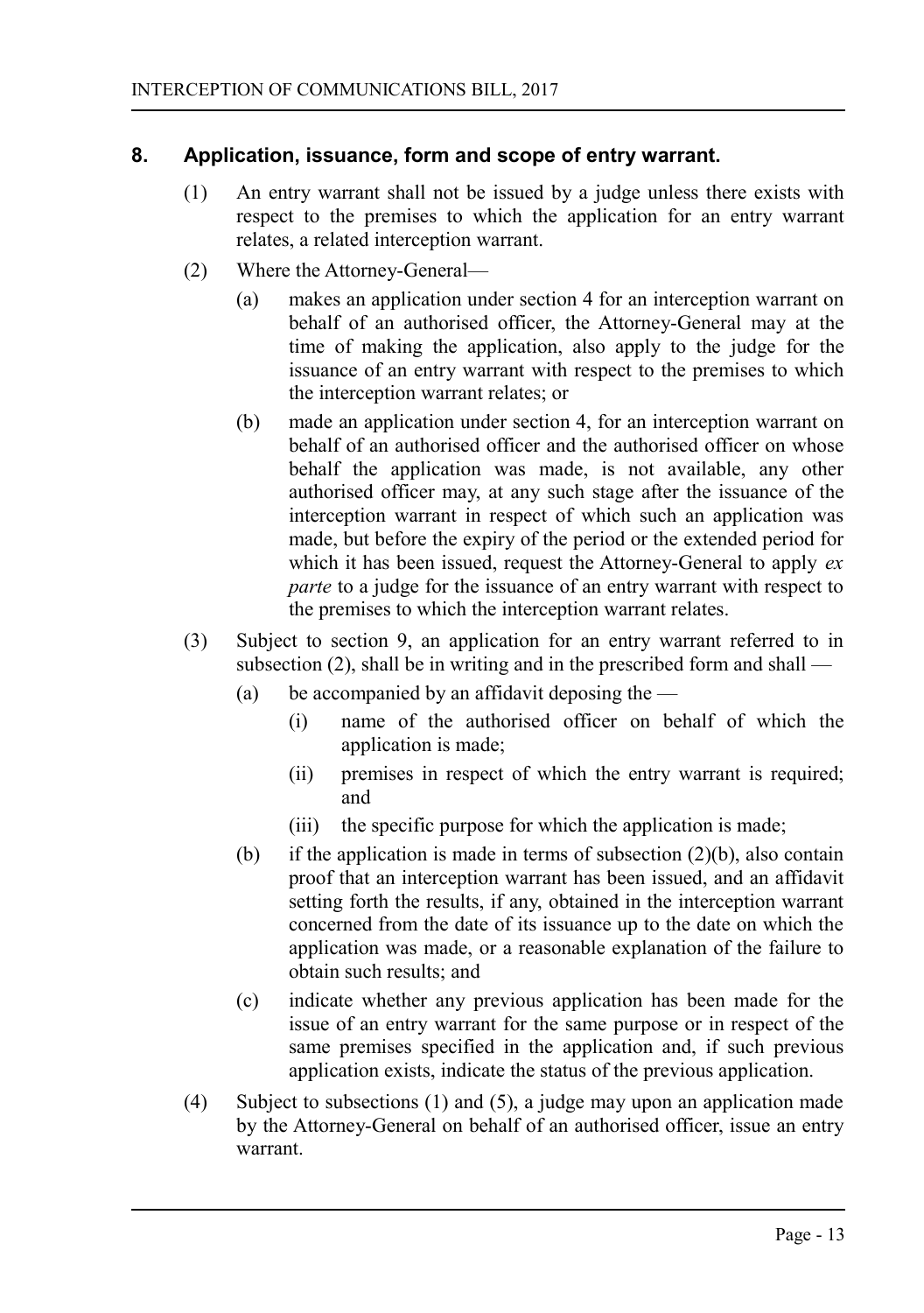## 8. Application, issuance, form and scope of entry warrant.

(1) An entry warrant shall not be issued by a judge unless there exists with respect to the premises to which the application for an entry warrant relates, a related interception warrant.

(2) Where the Attorney-General—

(a) makes an application under section 4 for an interception warrant on behalf of an authorised officer, the Attorney-General may at the time of making the application, also apply to the judge for the issuance of an entry warrant with respect to the premises to which the interception warrant relates; or

(b) made an application under section 4, for an interception warrant on behalf of an authorised officer and the authorised officer on whose behalf the application was made, is not available, any other authorised officer may, at any such stage after the issuance of the interception warrant in respect of which such an application was made, but before the expiry of the period or the extended period for which it has been issued, request the Attorney-General to apply *ex parte* to a judge for the issuance of an entry warrant with respect to the premises to which the interception warrant relates.

(3) Subject to section 9, an application for an entry warrant referred to in subsection (2), shall be in writing and in the prescribed form and shall —

(a) be accompanied by an affidavit deposing the —

(i) name of the authorised officer on behalf of which the application is made;

(ii) premises in respect of which the entry warrant is required; and

(iii) the specific purpose for which the application is made;

(b) if the application is made in terms of subsection (2)(b), also contain proof that an interception warrant has been issued, and an affidavit setting forth the results, if any, obtained in the interception warrant concerned from the date of its issuance up to the date on which the application was made, or a reasonable explanation of the failure to obtain such results; and

(c) indicate whether any previous application has been made for the issue of an entry warrant for the same purpose or in respect of the same premises specified in the application and, if such previous application exists, indicate the status of the previous application.

(4) Subject to subsections (1) and (5), a judge may upon an application made by the Attorney-General on behalf of an authorised officer, issue an entry warrant.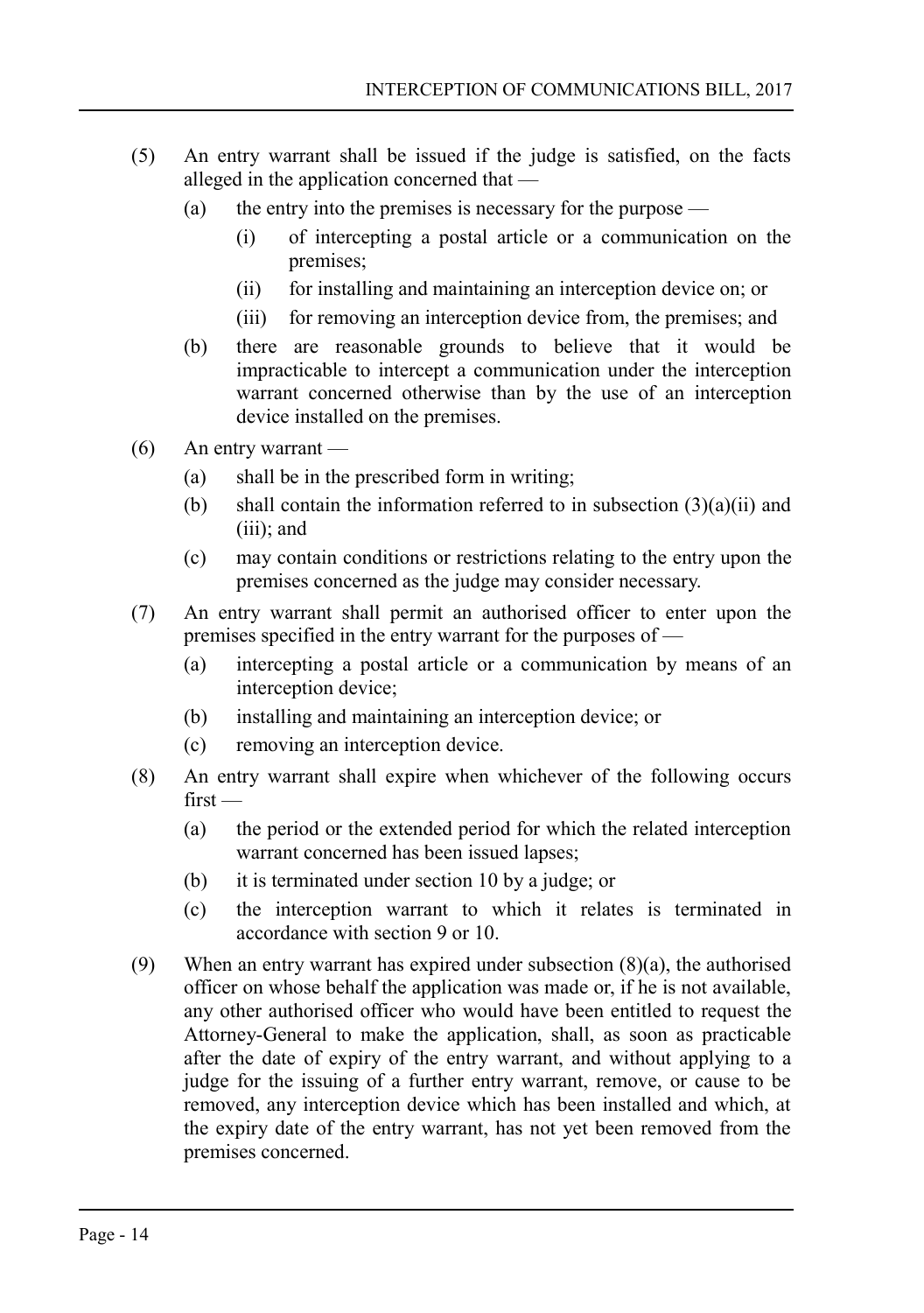(5) An entry warrant shall be issued if the judge is satisfied, on the facts alleged in the application concerned that —

(a) the entry into the premises is necessary for the purpose —

(i) of intercepting a postal article or a communication on the premises;

(ii) for installing and maintaining an interception device on; or

(iii) for removing an interception device from, the premises; and

(b) there are reasonable grounds to believe that it would be impracticable to intercept a communication under the interception warrant concerned otherwise than by the use of an interception device installed on the premises.

(6) An entry warrant —

(a) shall be in the prescribed form in writing;

(b) shall contain the information referred to in subsection (3)(a)(ii) and (iii); and

(c) may contain conditions or restrictions relating to the entry upon the premises concerned as the judge may consider necessary.

(7) An entry warrant shall permit an authorised officer to enter upon the premises specified in the entry warrant for the purposes of —

(a) intercepting a postal article or a communication by means of an interception device;

(b) installing and maintaining an interception device; or

(c) removing an interception device.

(8) An entry warrant shall expire when whichever of the following occurs first —

(a) the period or the extended period for which the related interception warrant concerned has been issued lapses;

(b) it is terminated under section 10 by a judge; or

(c) the interception warrant to which it relates is terminated in accordance with section 9 or 10.

(9) When an entry warrant has expired under subsection (8)(a), the authorised officer on whose behalf the application was made or, if he is not available, any other authorised officer who would have been entitled to request the Attorney-General to make the application, shall, as soon as practicable after the date of expiry of the entry warrant, and without applying to a judge for the issuing of a further entry warrant, remove, or cause to be removed, any interception device which has been installed and which, at the expiry date of the entry warrant, has not yet been removed from the premises concerned.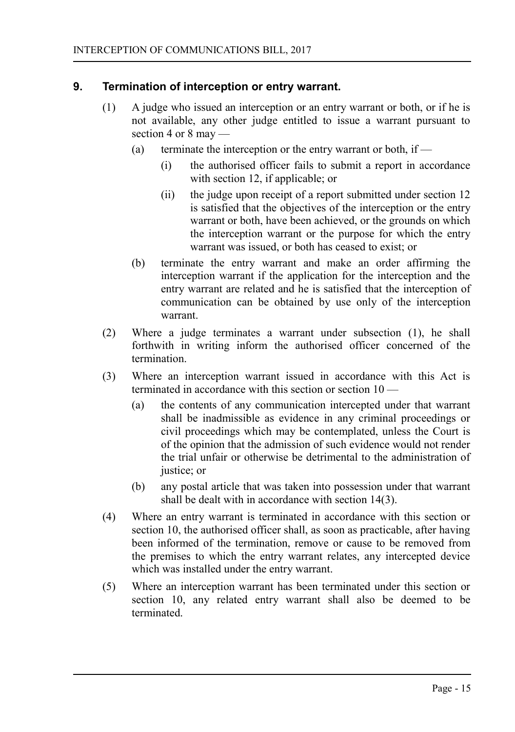## 9. Termination of interception or entry warrant.

(1) A judge who issued an interception or an entry warrant or both, or if he is not available, any other judge entitled to issue a warrant pursuant to section 4 or 8 may —

   (a) terminate the interception or the entry warrant or both, if —

      (i) the authorised officer fails to submit a report in accordance with section 12, if applicable; or

      (ii) the judge upon receipt of a report submitted under section 12 is satisfied that the objectives of the interception or the entry warrant or both, have been achieved, or the grounds on which the interception warrant or the purpose for which the entry warrant was issued, or both has ceased to exist; or

   (b) terminate the entry warrant and make an order affirming the interception warrant if the application for the interception and the entry warrant are related and he is satisfied that the interception of communication can be obtained by use only of the interception warrant.

(2) Where a judge terminates a warrant under subsection (1), he shall forthwith in writing inform the authorised officer concerned of the termination.

(3) Where an interception warrant issued in accordance with this Act is terminated in accordance with this section or section 10 —

   (a) the contents of any communication intercepted under that warrant shall be inadmissible as evidence in any criminal proceedings or civil proceedings which may be contemplated, unless the Court is of the opinion that the admission of such evidence would not render the trial unfair or otherwise be detrimental to the administration of justice; or

   (b) any postal article that was taken into possession under that warrant shall be dealt with in accordance with section 14(3).

(4) Where an entry warrant is terminated in accordance with this section or section 10, the authorised officer shall, as soon as practicable, after having been informed of the termination, remove or cause to be removed from the premises to which the entry warrant relates, any intercepted device which was installed under the entry warrant.

(5) Where an interception warrant has been terminated under this section or section 10, any related entry warrant shall also be deemed to be terminated.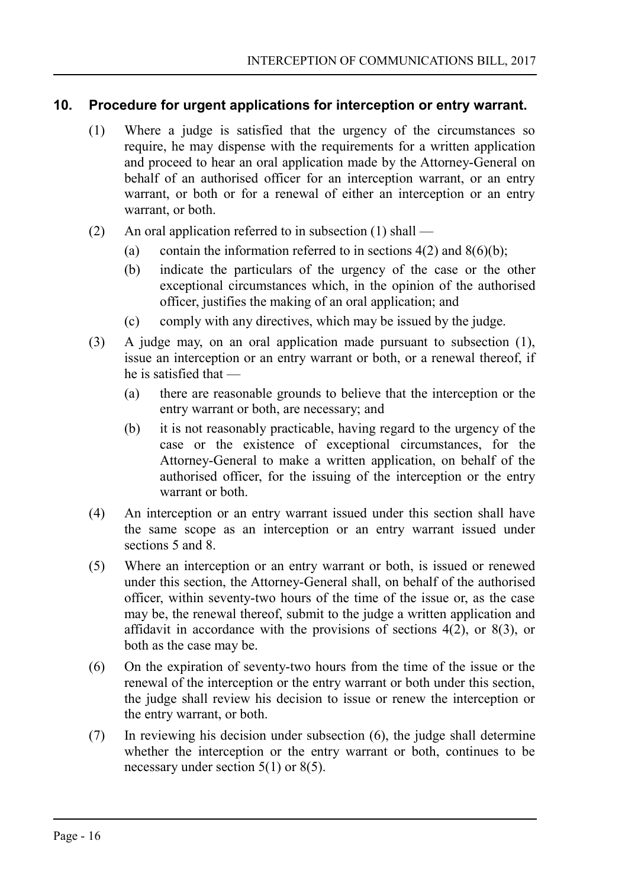## 10. Procedure for urgent applications for interception or entry warrant.

(1) Where a judge is satisfied that the urgency of the circumstances so require, he may dispense with the requirements for a written application and proceed to hear an oral application made by the Attorney-General on behalf of an authorised officer for an interception warrant, or an entry warrant, or both or for a renewal of either an interception or an entry warrant, or both.

(2) An oral application referred to in subsection (1) shall —

(a) contain the information referred to in sections 4(2) and 8(6)(b);

(b) indicate the particulars of the urgency of the case or the other exceptional circumstances which, in the opinion of the authorised officer, justifies the making of an oral application; and

(c) comply with any directives, which may be issued by the judge.

(3) A judge may, on an oral application made pursuant to subsection (1), issue an interception or an entry warrant or both, or a renewal thereof, if he is satisfied that —

(a) there are reasonable grounds to believe that the interception or the entry warrant or both, are necessary; and

(b) it is not reasonably practicable, having regard to the urgency of the case or the existence of exceptional circumstances, for the Attorney-General to make a written application, on behalf of the authorised officer, for the issuing of the interception or the entry warrant or both.

(4) An interception or an entry warrant issued under this section shall have the same scope as an interception or an entry warrant issued under sections 5 and 8.

(5) Where an interception or an entry warrant or both, is issued or renewed under this section, the Attorney-General shall, on behalf of the authorised officer, within seventy-two hours of the time of the issue or, as the case may be, the renewal thereof, submit to the judge a written application and affidavit in accordance with the provisions of sections 4(2), or 8(3), or both as the case may be.

(6) On the expiration of seventy-two hours from the time of the issue or the renewal of the interception or the entry warrant or both under this section, the judge shall review his decision to issue or renew the interception or the entry warrant, or both.

(7) In reviewing his decision under subsection (6), the judge shall determine whether the interception or the entry warrant or both, continues to be necessary under section 5(1) or 8(5).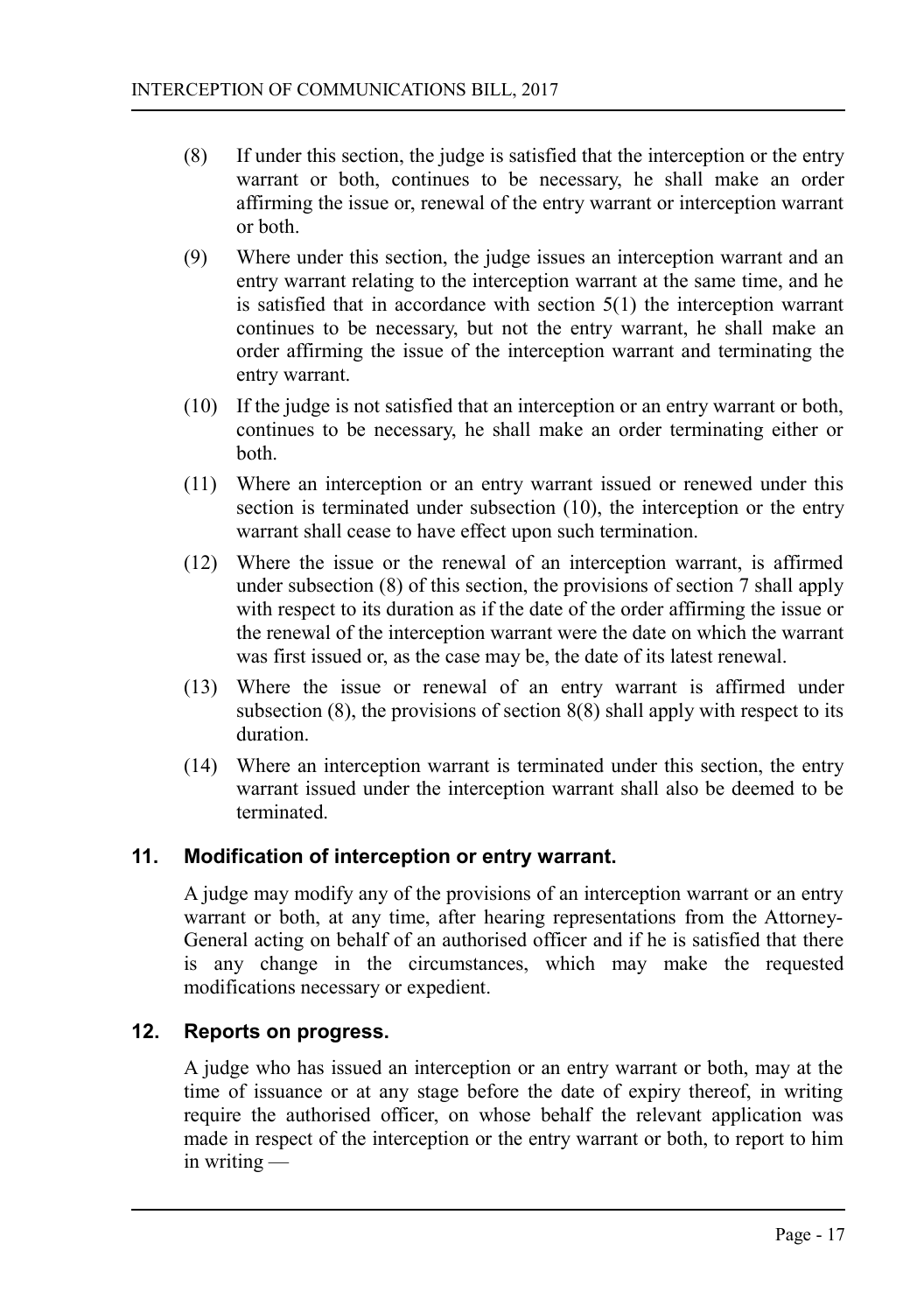(8) If under this section, the judge is satisfied that the interception or the entry warrant or both, continues to be necessary, he shall make an order affirming the issue or, renewal of the entry warrant or interception warrant or both.

(9) Where under this section, the judge issues an interception warrant and an entry warrant relating to the interception warrant at the same time, and he is satisfied that in accordance with section 5(1) the interception warrant continues to be necessary, but not the entry warrant, he shall make an order affirming the issue of the interception warrant and terminating the entry warrant.

(10) If the judge is not satisfied that an interception or an entry warrant or both, continues to be necessary, he shall make an order terminating either or both.

(11) Where an interception or an entry warrant issued or renewed under this section is terminated under subsection (10), the interception or the entry warrant shall cease to have effect upon such termination.

(12) Where the issue or the renewal of an interception warrant, is affirmed under subsection (8) of this section, the provisions of section 7 shall apply with respect to its duration as if the date of the order affirming the issue or the renewal of the interception warrant were the date on which the warrant was first issued or, as the case may be, the date of its latest renewal.

(13) Where the issue or renewal of an entry warrant is affirmed under subsection (8), the provisions of section 8(8) shall apply with respect to its duration.

(14) Where an interception warrant is terminated under this section, the entry warrant issued under the interception warrant shall also be deemed to be terminated.

### 11. Modification of interception or entry warrant.

A judge may modify any of the provisions of an interception warrant or an entry warrant or both, at any time, after hearing representations from the Attorney-General acting on behalf of an authorised officer and if he is satisfied that there is any change in the circumstances, which may make the requested modifications necessary or expedient.

### 12. Reports on progress.

A judge who has issued an interception or an entry warrant or both, may at the time of issuance or at any stage before the date of expiry thereof, in writing require the authorised officer, on whose behalf the relevant application was made in respect of the interception or the entry warrant or both, to report to him in writing —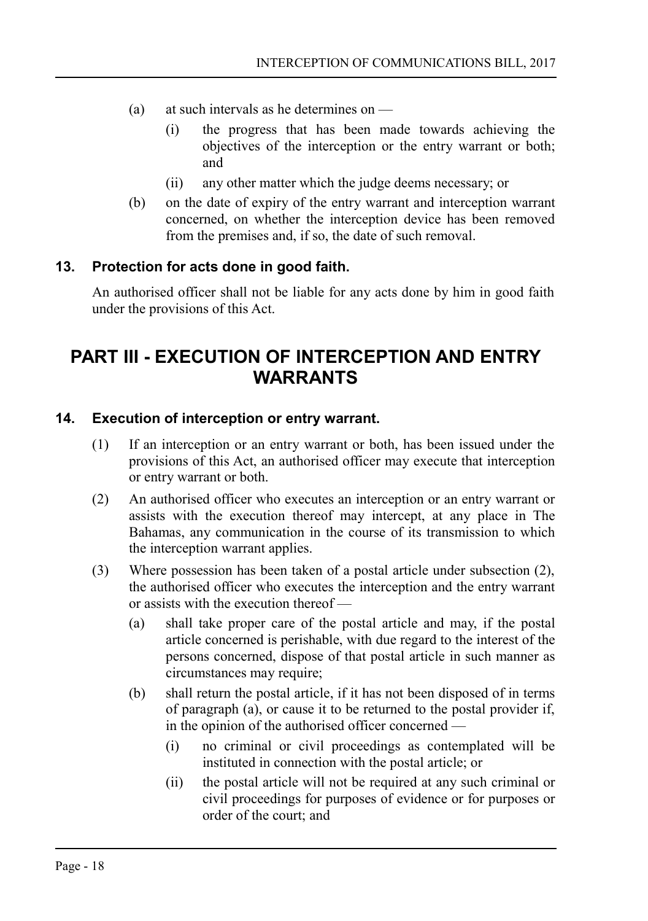(a) at such intervals as he determines on —

   (i) the progress that has been made towards achieving the objectives of the interception or the entry warrant or both; and

   (ii) any other matter which the judge deems necessary; or

(b) on the date of expiry of the entry warrant and interception warrant concerned, on whether the interception device has been removed from the premises and, if so, the date of such removal.

### 13. Protection for acts done in good faith.

An authorised officer shall not be liable for any acts done by him in good faith under the provisions of this Act.

## PART III - EXECUTION OF INTERCEPTION AND ENTRY WARRANTS

### 14. Execution of interception or entry warrant.

(1) If an interception or an entry warrant or both, has been issued under the provisions of this Act, an authorised officer may execute that interception or entry warrant or both.

(2) An authorised officer who executes an interception or an entry warrant or assists with the execution thereof may intercept, at any place in The Bahamas, any communication in the course of its transmission to which the interception warrant applies.

(3) Where possession has been taken of a postal article under subsection (2), the authorised officer who executes the interception and the entry warrant or assists with the execution thereof —

(a) shall take proper care of the postal article and may, if the postal article concerned is perishable, with due regard to the interest of the persons concerned, dispose of that postal article in such manner as circumstances may require;

(b) shall return the postal article, if it has not been disposed of in terms of paragraph (a), or cause it to be returned to the postal provider if, in the opinion of the authorised officer concerned —

   (i) no criminal or civil proceedings as contemplated will be instituted in connection with the postal article; or

   (ii) the postal article will not be required at any such criminal or civil proceedings for purposes of evidence or for purposes or order of the court; and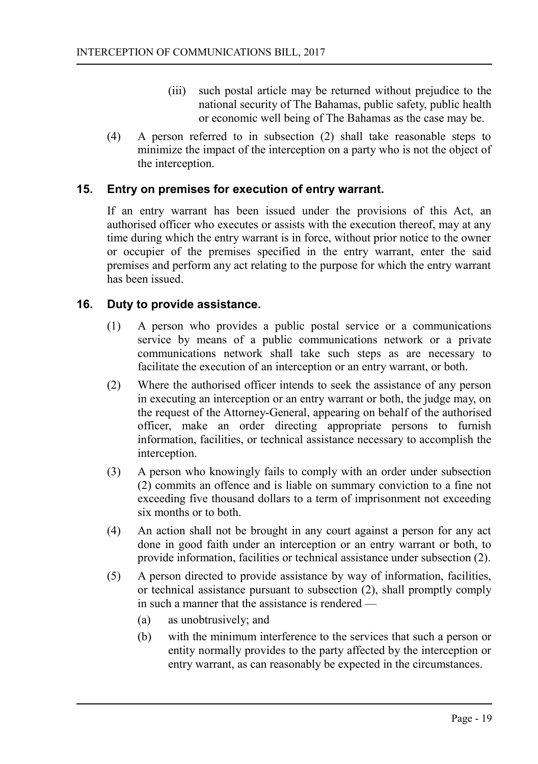(iii) such postal article may be returned without prejudice to the national security of The Bahamas, public safety, public health or economic well being of The Bahamas as the case may be.

(4) A person referred to in subsection (2) shall take reasonable steps to minimize the impact of the interception on a party who is not the object of the interception.

## 15. Entry on premises for execution of entry warrant.

If an entry warrant has been issued under the provisions of this Act, an authorised officer who executes or assists with the execution thereof, may at any time during which the entry warrant is in force, without prior notice to the owner or occupier of the premises specified in the entry warrant, enter the said premises and perform any act relating to the purpose for which the entry warrant has been issued.

## 16. Duty to provide assistance.

(1) A person who provides a public postal service or a communications service by means of a public communications network or a private communications network shall take such steps as are necessary to facilitate the execution of an interception or an entry warrant, or both.

(2) Where the authorised officer intends to seek the assistance of any person in executing an interception or an entry warrant or both, the judge may, on the request of the Attorney-General, appearing on behalf of the authorised officer, make an order directing appropriate persons to furnish information, facilities, or technical assistance necessary to accomplish the interception.

(3) A person who knowingly fails to comply with an order under subsection (2) commits an offence and is liable on summary conviction to a fine not exceeding five thousand dollars to a term of imprisonment not exceeding six months or to both.

(4) An action shall not be brought in any court against a person for any act done in good faith under an interception or an entry warrant or both, to provide information, facilities or technical assistance under subsection (2).

(5) A person directed to provide assistance by way of information, facilities, or technical assistance pursuant to subsection (2), shall promptly comply in such a manner that the assistance is rendered —

(a) as unobtrusively; and

(b) with the minimum interference to the services that such a person or entity normally provides to the party affected by the interception or entry warrant, as can reasonably be expected in the circumstances.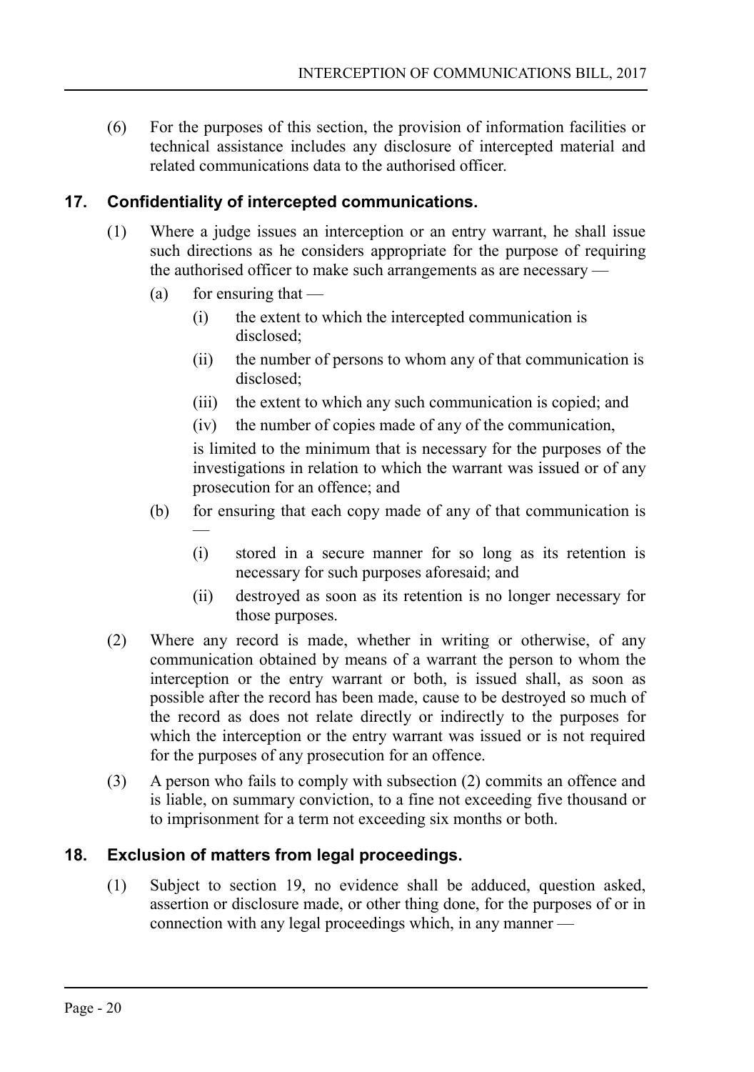(6) For the purposes of this section, the provision of information facilities or technical assistance includes any disclosure of intercepted material and related communications data to the authorised officer.

## 17. Confidentiality of intercepted communications.

(1) Where a judge issues an interception or an entry warrant, he shall issue such directions as he considers appropriate for the purpose of requiring the authorised officer to make such arrangements as are necessary —

- (a) for ensuring that —
  - (i) the extent to which the intercepted communication is disclosed;
  - (ii) the number of persons to whom any of that communication is disclosed;
  - (iii) the extent to which any such communication is copied; and
  - (iv) the number of copies made of any of the communication,

  is limited to the minimum that is necessary for the purposes of the investigations in relation to which the warrant was issued or of any prosecution for an offence; and

- (b) for ensuring that each copy made of any of that communication is —
  - (i) stored in a secure manner for so long as its retention is necessary for such purposes aforesaid; and
  - (ii) destroyed as soon as its retention is no longer necessary for those purposes.

(2) Where any record is made, whether in writing or otherwise, of any communication obtained by means of a warrant the person to whom the interception or the entry warrant or both, is issued shall, as soon as possible after the record has been made, cause to be destroyed so much of the record as does not relate directly or indirectly to the purposes for which the interception or the entry warrant was issued or is not required for the purposes of any prosecution for an offence.

(3) A person who fails to comply with subsection (2) commits an offence and is liable, on summary conviction, to a fine not exceeding five thousand or to imprisonment for a term not exceeding six months or both.

## 18. Exclusion of matters from legal proceedings.

(1) Subject to section 19, no evidence shall be adduced, question asked, assertion or disclosure made, or other thing done, for the purposes of or in connection with any legal proceedings which, in any manner —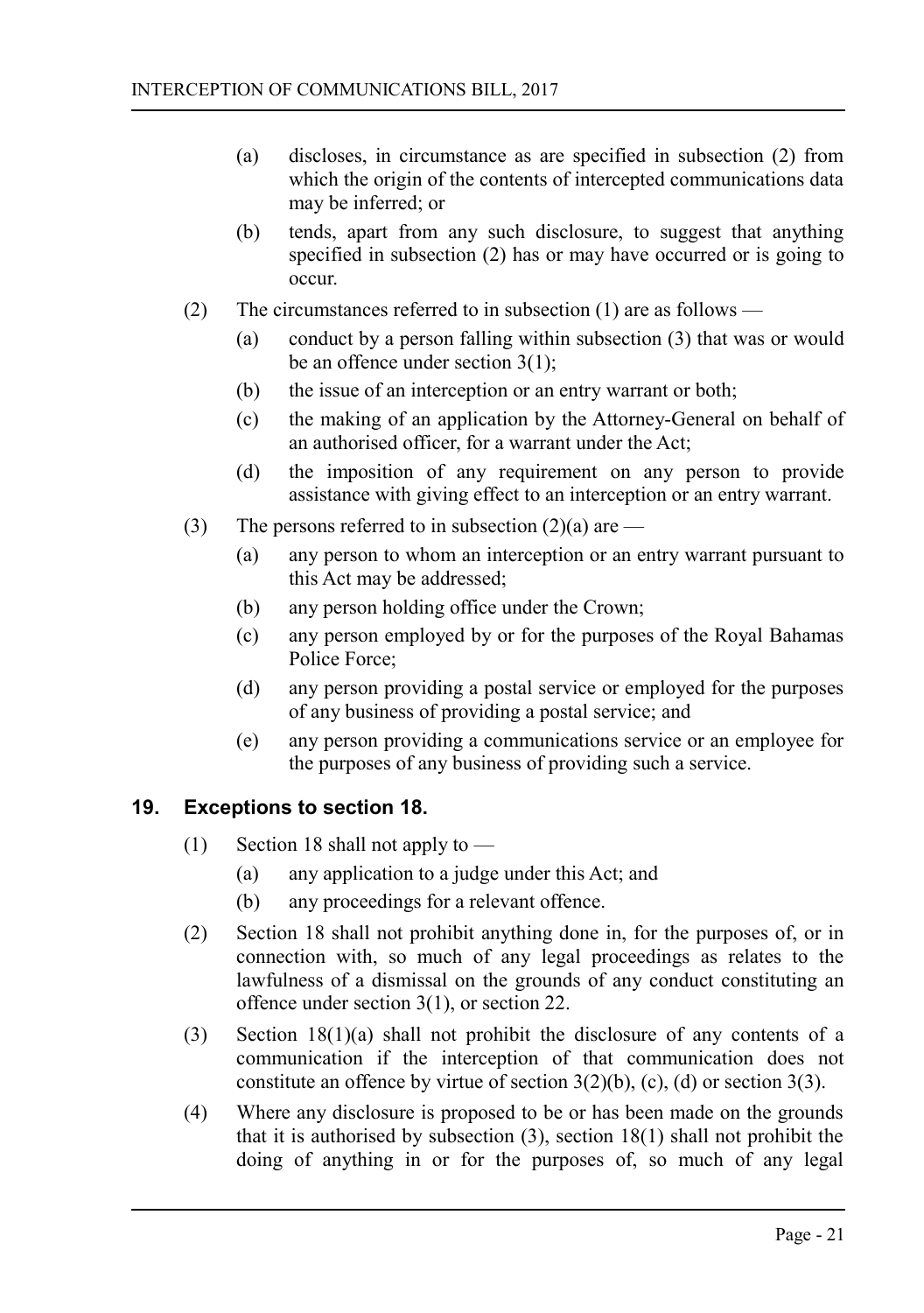(a) discloses, in circumstance as are specified in subsection (2) from which the origin of the contents of intercepted communications data may be inferred; or

(b) tends, apart from any such disclosure, to suggest that anything specified in subsection (2) has or may have occurred or is going to occur.

(2) The circumstances referred to in subsection (1) are as follows —

(a) conduct by a person falling within subsection (3) that was or would be an offence under section 3(1);

(b) the issue of an interception or an entry warrant or both;

(c) the making of an application by the Attorney-General on behalf of an authorised officer, for a warrant under the Act;

(d) the imposition of any requirement on any person to provide assistance with giving effect to an interception or an entry warrant.

(3) The persons referred to in subsection (2)(a) are —

(a) any person to whom an interception or an entry warrant pursuant to this Act may be addressed;

(b) any person holding office under the Crown;

(c) any person employed by or for the purposes of the Royal Bahamas Police Force;

(d) any person providing a postal service or employed for the purposes of any business of providing a postal service; and

(e) any person providing a communications service or an employee for the purposes of any business of providing such a service.

## 19. Exceptions to section 18.

(1) Section 18 shall not apply to —

(a) any application to a judge under this Act; and

(b) any proceedings for a relevant offence.

(2) Section 18 shall not prohibit anything done in, for the purposes of, or in connection with, so much of any legal proceedings as relates to the lawfulness of a dismissal on the grounds of any conduct constituting an offence under section 3(1), or section 22.

(3) Section 18(1)(a) shall not prohibit the disclosure of any contents of a communication if the interception of that communication does not constitute an offence by virtue of section 3(2)(b), (c), (d) or section 3(3).

(4) Where any disclosure is proposed to be or has been made on the grounds that it is authorised by subsection (3), section 18(1) shall not prohibit the doing of anything in or for the purposes of, so much of any legal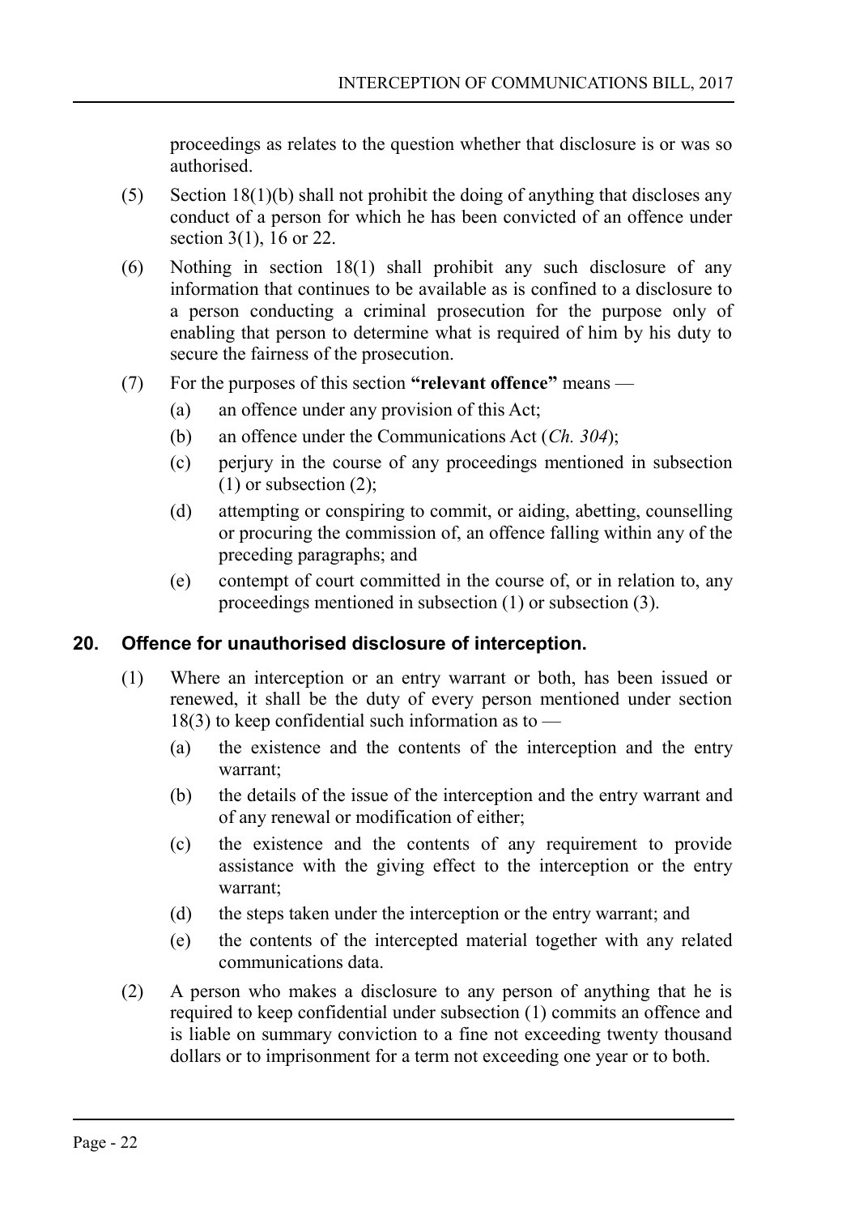proceedings as relates to the question whether that disclosure is or was so authorised.

(5) Section 18(1)(b) shall not prohibit the doing of anything that discloses any conduct of a person for which he has been convicted of an offence under section 3(1), 16 or 22.

(6) Nothing in section 18(1) shall prohibit any such disclosure of any information that continues to be available as is confined to a disclosure to a person conducting a criminal prosecution for the purpose only of enabling that person to determine what is required of him by his duty to secure the fairness of the prosecution.

(7) For the purposes of this section **"relevant offence"** means —

(a) an offence under any provision of this Act;

(b) an offence under the Communications Act (*Ch. 304*);

(c) perjury in the course of any proceedings mentioned in subsection (1) or subsection (2);

(d) attempting or conspiring to commit, or aiding, abetting, counselling or procuring the commission of, an offence falling within any of the preceding paragraphs; and

(e) contempt of court committed in the course of, or in relation to, any proceedings mentioned in subsection (1) or subsection (3).

## 20. Offence for unauthorised disclosure of interception.

(1) Where an interception or an entry warrant or both, has been issued or renewed, it shall be the duty of every person mentioned under section 18(3) to keep confidential such information as to —

(a) the existence and the contents of the interception and the entry warrant;

(b) the details of the issue of the interception and the entry warrant and of any renewal or modification of either;

(c) the existence and the contents of any requirement to provide assistance with the giving effect to the interception or the entry warrant;

(d) the steps taken under the interception or the entry warrant; and

(e) the contents of the intercepted material together with any related communications data.

(2) A person who makes a disclosure to any person of anything that he is required to keep confidential under subsection (1) commits an offence and is liable on summary conviction to a fine not exceeding twenty thousand dollars or to imprisonment for a term not exceeding one year or to both.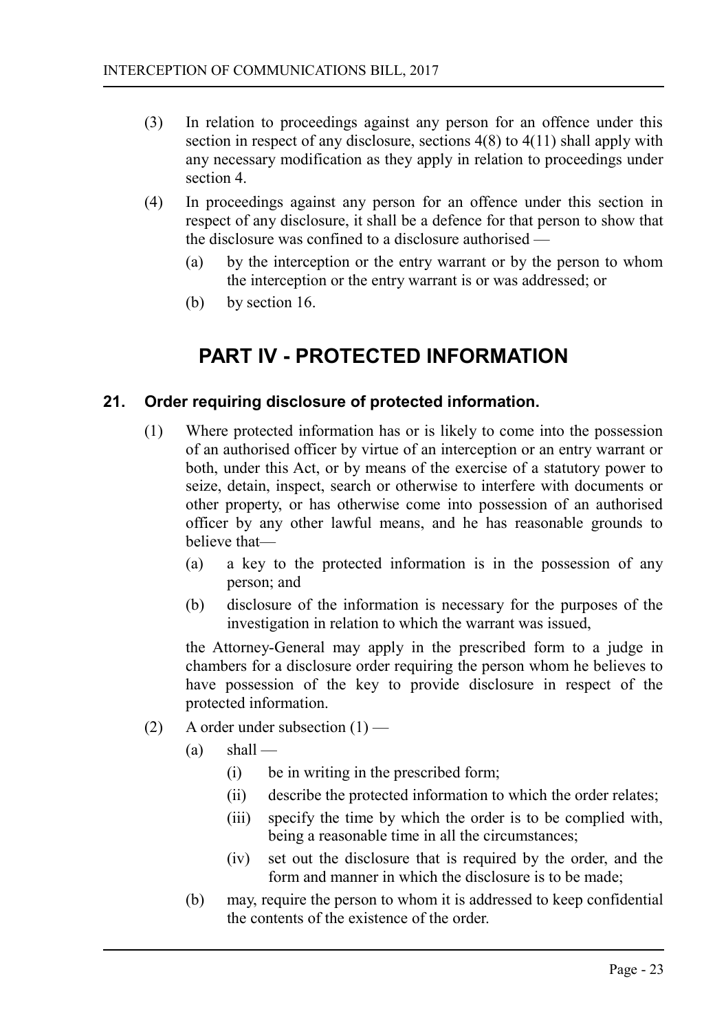(3) In relation to proceedings against any person for an offence under this section in respect of any disclosure, sections 4(8) to 4(11) shall apply with any necessary modification as they apply in relation to proceedings under section 4.

(4) In proceedings against any person for an offence under this section in respect of any disclosure, it shall be a defence for that person to show that the disclosure was confined to a disclosure authorised —

   (a) by the interception or the entry warrant or by the person to whom the interception or the entry warrant is or was addressed; or

   (b) by section 16.

# PART IV - PROTECTED INFORMATION

### 21. Order requiring disclosure of protected information.

(1) Where protected information has or is likely to come into the possession of an authorised officer by virtue of an interception or an entry warrant or both, under this Act, or by means of the exercise of a statutory power to seize, detain, inspect, search or otherwise to interfere with documents or other property, or has otherwise come into possession of an authorised officer by any other lawful means, and he has reasonable grounds to believe that—

   (a) a key to the protected information is in the possession of any person; and

   (b) disclosure of the information is necessary for the purposes of the investigation in relation to which the warrant was issued,

   the Attorney-General may apply in the prescribed form to a judge in chambers for a disclosure order requiring the person whom he believes to have possession of the key to provide disclosure in respect of the protected information.

(2) A order under subsection (1) —

   (a) shall —

      (i) be in writing in the prescribed form;

      (ii) describe the protected information to which the order relates;

      (iii) specify the time by which the order is to be complied with, being a reasonable time in all the circumstances;

      (iv) set out the disclosure that is required by the order, and the form and manner in which the disclosure is to be made;

   (b) may, require the person to whom it is addressed to keep confidential the contents of the existence of the order.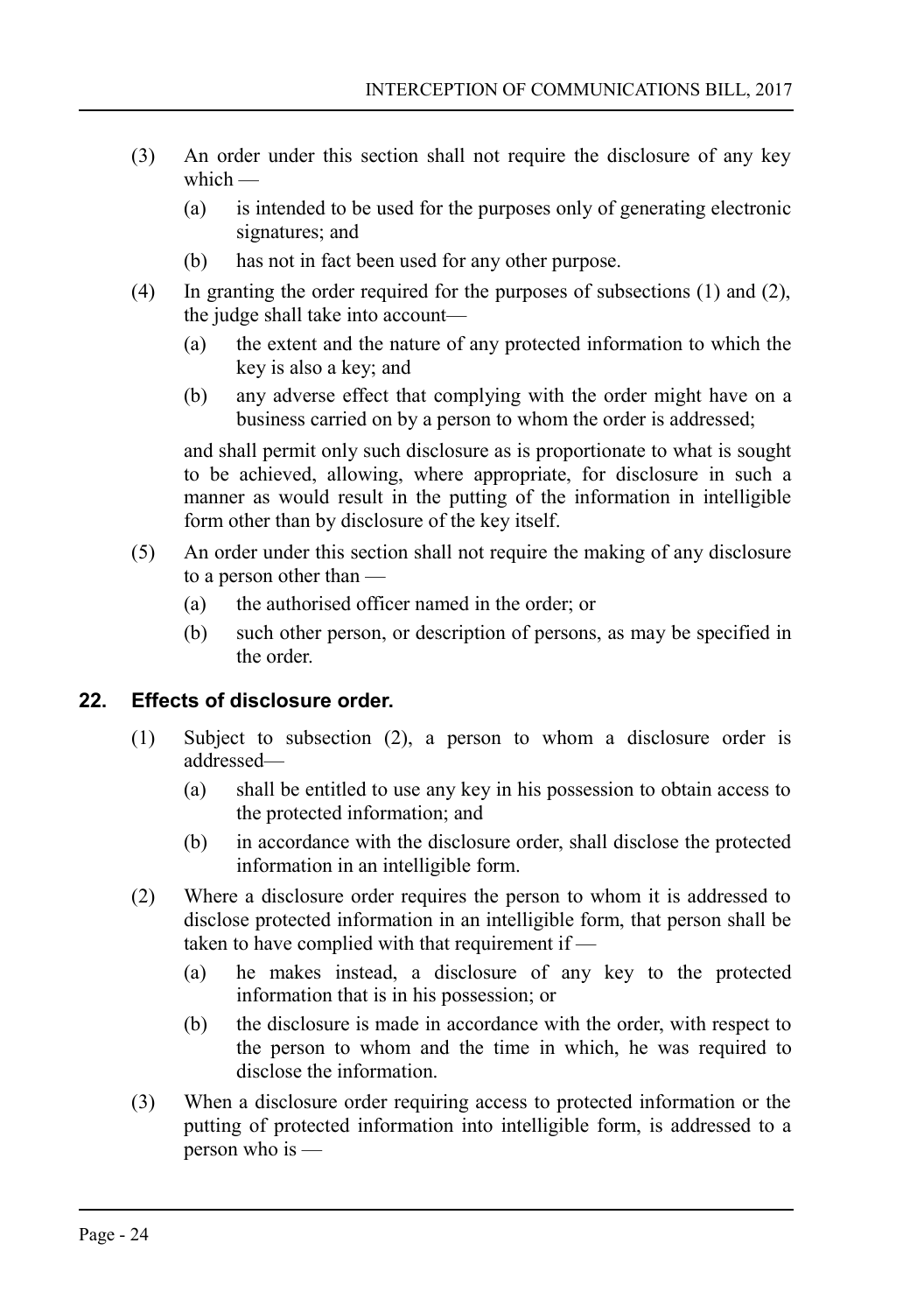(3) An order under this section shall not require the disclosure of any key which —

 (a) is intended to be used for the purposes only of generating electronic signatures; and

 (b) has not in fact been used for any other purpose.

(4) In granting the order required for the purposes of subsections (1) and (2), the judge shall take into account—

 (a) the extent and the nature of any protected information to which the key is also a key; and

 (b) any adverse effect that complying with the order might have on a business carried on by a person to whom the order is addressed;

 and shall permit only such disclosure as is proportionate to what is sought to be achieved, allowing, where appropriate, for disclosure in such a manner as would result in the putting of the information in intelligible form other than by disclosure of the key itself.

(5) An order under this section shall not require the making of any disclosure to a person other than —

 (a) the authorised officer named in the order; or

 (b) such other person, or description of persons, as may be specified in the order.

## 22. Effects of disclosure order.

(1) Subject to subsection (2), a person to whom a disclosure order is addressed—

 (a) shall be entitled to use any key in his possession to obtain access to the protected information; and

 (b) in accordance with the disclosure order, shall disclose the protected information in an intelligible form.

(2) Where a disclosure order requires the person to whom it is addressed to disclose protected information in an intelligible form, that person shall be taken to have complied with that requirement if —

 (a) he makes instead, a disclosure of any key to the protected information that is in his possession; or

 (b) the disclosure is made in accordance with the order, with respect to the person to whom and the time in which, he was required to disclose the information.

(3) When a disclosure order requiring access to protected information or the putting of protected information into intelligible form, is addressed to a person who is —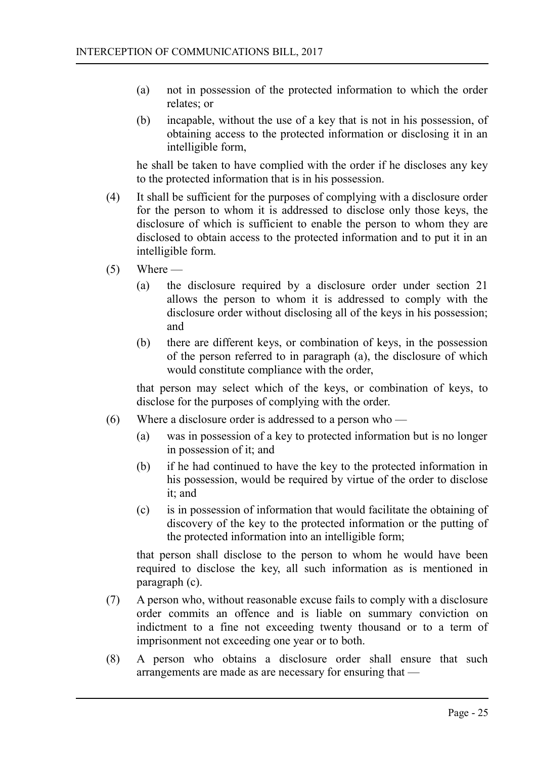(a) not in possession of the protected information to which the order relates; or

(b) incapable, without the use of a key that is not in his possession, of obtaining access to the protected information or disclosing it in an intelligible form,

he shall be taken to have complied with the order if he discloses any key to the protected information that is in his possession.

(4) It shall be sufficient for the purposes of complying with a disclosure order for the person to whom it is addressed to disclose only those keys, the disclosure of which is sufficient to enable the person to whom they are disclosed to obtain access to the protected information and to put it in an intelligible form.

(5) Where —

(a) the disclosure required by a disclosure order under section 21 allows the person to whom it is addressed to comply with the disclosure order without disclosing all of the keys in his possession; and

(b) there are different keys, or combination of keys, in the possession of the person referred to in paragraph (a), the disclosure of which would constitute compliance with the order,

that person may select which of the keys, or combination of keys, to disclose for the purposes of complying with the order.

(6) Where a disclosure order is addressed to a person who —

(a) was in possession of a key to protected information but is no longer in possession of it; and

(b) if he had continued to have the key to the protected information in his possession, would be required by virtue of the order to disclose it; and

(c) is in possession of information that would facilitate the obtaining of discovery of the key to the protected information or the putting of the protected information into an intelligible form;

that person shall disclose to the person to whom he would have been required to disclose the key, all such information as is mentioned in paragraph (c).

(7) A person who, without reasonable excuse fails to comply with a disclosure order commits an offence and is liable on summary conviction on indictment to a fine not exceeding twenty thousand or to a term of imprisonment not exceeding one year or to both.

(8) A person who obtains a disclosure order shall ensure that such arrangements are made as are necessary for ensuring that —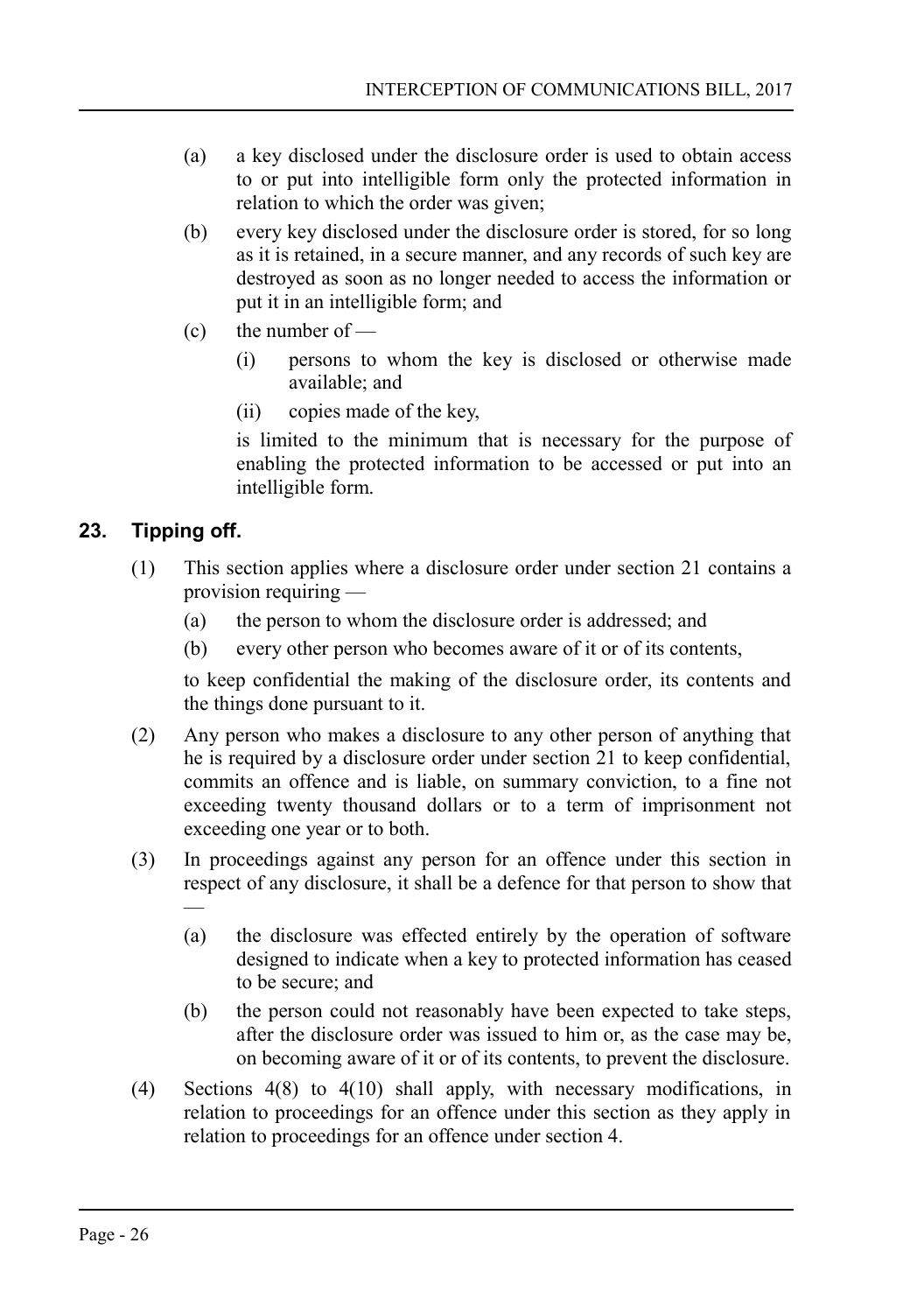(a) a key disclosed under the disclosure order is used to obtain access to or put into intelligible form only the protected information in relation to which the order was given;

(b) every key disclosed under the disclosure order is stored, for so long as it is retained, in a secure manner, and any records of such key are destroyed as soon as no longer needed to access the information or put it in an intelligible form; and

(c) the number of —

(i) persons to whom the key is disclosed or otherwise made available; and

(ii) copies made of the key,

is limited to the minimum that is necessary for the purpose of enabling the protected information to be accessed or put into an intelligible form.

## 23. Tipping off.

(1) This section applies where a disclosure order under section 21 contains a provision requiring —

(a) the person to whom the disclosure order is addressed; and

(b) every other person who becomes aware of it or of its contents,

to keep confidential the making of the disclosure order, its contents and the things done pursuant to it.

(2) Any person who makes a disclosure to any other person of anything that he is required by a disclosure order under section 21 to keep confidential, commits an offence and is liable, on summary conviction, to a fine not exceeding twenty thousand dollars or to a term of imprisonment not exceeding one year or to both.

(3) In proceedings against any person for an offence under this section in respect of any disclosure, it shall be a defence for that person to show that —

(a) the disclosure was effected entirely by the operation of software designed to indicate when a key to protected information has ceased to be secure; and

(b) the person could not reasonably have been expected to take steps, after the disclosure order was issued to him or, as the case may be, on becoming aware of it or of its contents, to prevent the disclosure.

(4) Sections 4(8) to 4(10) shall apply, with necessary modifications, in relation to proceedings for an offence under this section as they apply in relation to proceedings for an offence under section 4.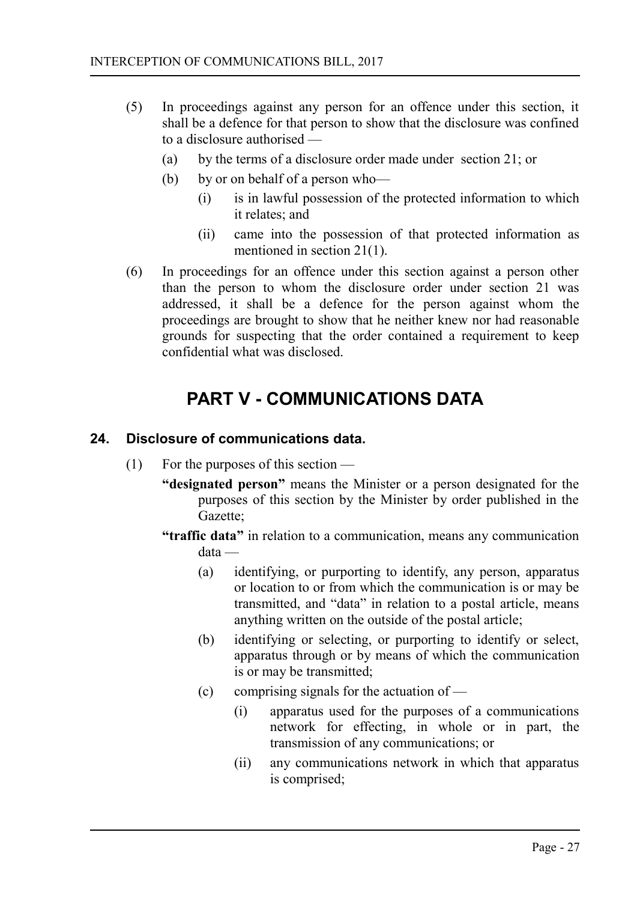(5) In proceedings against any person for an offence under this section, it shall be a defence for that person to show that the disclosure was confined to a disclosure authorised —

(a) by the terms of a disclosure order made under section 21; or

(b) by or on behalf of a person who—

(i) is in lawful possession of the protected information to which it relates; and

(ii) came into the possession of that protected information as mentioned in section 21(1).

(6) In proceedings for an offence under this section against a person other than the person to whom the disclosure order under section 21 was addressed, it shall be a defence for the person against whom the proceedings are brought to show that he neither knew nor had reasonable grounds for suspecting that the order contained a requirement to keep confidential what was disclosed.

# PART V - COMMUNICATIONS DATA

## 24. Disclosure of communications data.

(1) For the purposes of this section —

**"designated person"** means the Minister or a person designated for the purposes of this section by the Minister by order published in the Gazette;

**"traffic data"** in relation to a communication, means any communication data —

(a) identifying, or purporting to identify, any person, apparatus or location to or from which the communication is or may be transmitted, and "data" in relation to a postal article, means anything written on the outside of the postal article;

(b) identifying or selecting, or purporting to identify or select, apparatus through or by means of which the communication is or may be transmitted;

(c) comprising signals for the actuation of —

(i) apparatus used for the purposes of a communications network for effecting, in whole or in part, the transmission of any communications; or

(ii) any communications network in which that apparatus is comprised;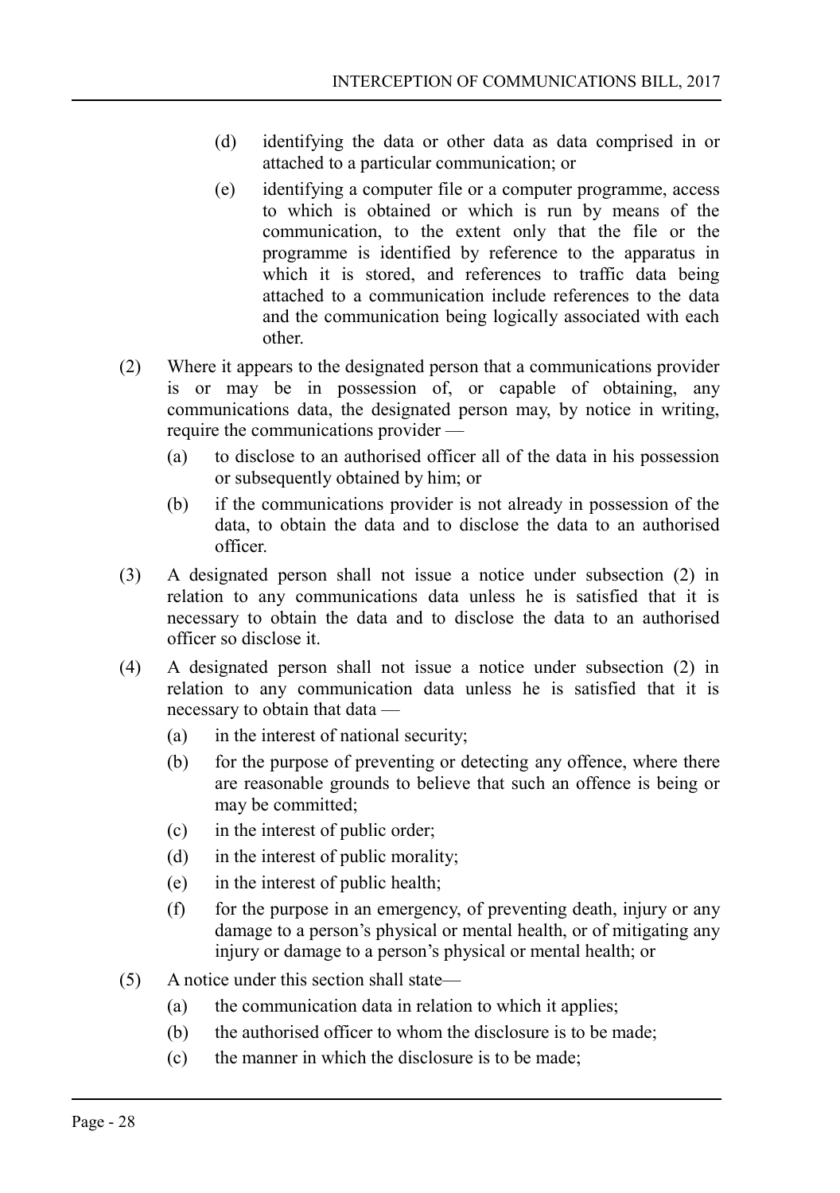(d) identifying the data or other data as data comprised in or attached to a particular communication; or

(e) identifying a computer file or a computer programme, access to which is obtained or which is run by means of the communication, to the extent only that the file or the programme is identified by reference to the apparatus in which it is stored, and references to traffic data being attached to a communication include references to the data and the communication being logically associated with each other.

(2) Where it appears to the designated person that a communications provider is or may be in possession of, or capable of obtaining, any communications data, the designated person may, by notice in writing, require the communications provider —

(a) to disclose to an authorised officer all of the data in his possession or subsequently obtained by him; or

(b) if the communications provider is not already in possession of the data, to obtain the data and to disclose the data to an authorised officer.

(3) A designated person shall not issue a notice under subsection (2) in relation to any communications data unless he is satisfied that it is necessary to obtain the data and to disclose the data to an authorised officer so disclose it.

(4) A designated person shall not issue a notice under subsection (2) in relation to any communication data unless he is satisfied that it is necessary to obtain that data —

(a) in the interest of national security;

(b) for the purpose of preventing or detecting any offence, where there are reasonable grounds to believe that such an offence is being or may be committed;

(c) in the interest of public order;

(d) in the interest of public morality;

(e) in the interest of public health;

(f) for the purpose in an emergency, of preventing death, injury or any damage to a person's physical or mental health, or of mitigating any injury or damage to a person's physical or mental health; or

(5) A notice under this section shall state—

(a) the communication data in relation to which it applies;

(b) the authorised officer to whom the disclosure is to be made;

(c) the manner in which the disclosure is to be made;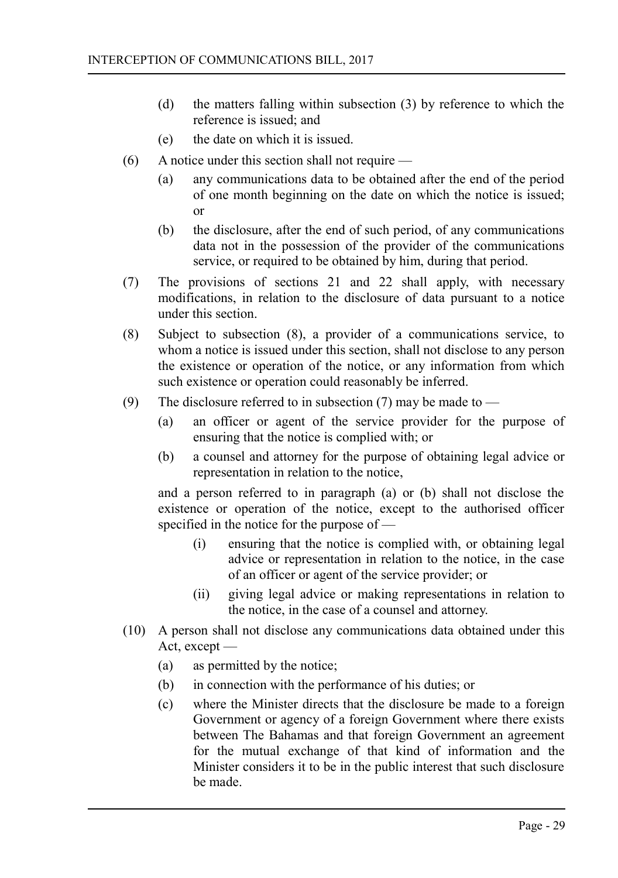(d) the matters falling within subsection (3) by reference to which the reference is issued; and

(e) the date on which it is issued.

(6) A notice under this section shall not require —

(a) any communications data to be obtained after the end of the period of one month beginning on the date on which the notice is issued; or

(b) the disclosure, after the end of such period, of any communications data not in the possession of the provider of the communications service, or required to be obtained by him, during that period.

(7) The provisions of sections 21 and 22 shall apply, with necessary modifications, in relation to the disclosure of data pursuant to a notice under this section.

(8) Subject to subsection (8), a provider of a communications service, to whom a notice is issued under this section, shall not disclose to any person the existence or operation of the notice, or any information from which such existence or operation could reasonably be inferred.

(9) The disclosure referred to in subsection (7) may be made to —

(a) an officer or agent of the service provider for the purpose of ensuring that the notice is complied with; or

(b) a counsel and attorney for the purpose of obtaining legal advice or representation in relation to the notice,

and a person referred to in paragraph (a) or (b) shall not disclose the existence or operation of the notice, except to the authorised officer specified in the notice for the purpose of —

(i) ensuring that the notice is complied with, or obtaining legal advice or representation in relation to the notice, in the case of an officer or agent of the service provider; or

(ii) giving legal advice or making representations in relation to the notice, in the case of a counsel and attorney.

(10) A person shall not disclose any communications data obtained under this Act, except —

(a) as permitted by the notice;

(b) in connection with the performance of his duties; or

(c) where the Minister directs that the disclosure be made to a foreign Government or agency of a foreign Government where there exists between The Bahamas and that foreign Government an agreement for the mutual exchange of that kind of information and the Minister considers it to be in the public interest that such disclosure be made.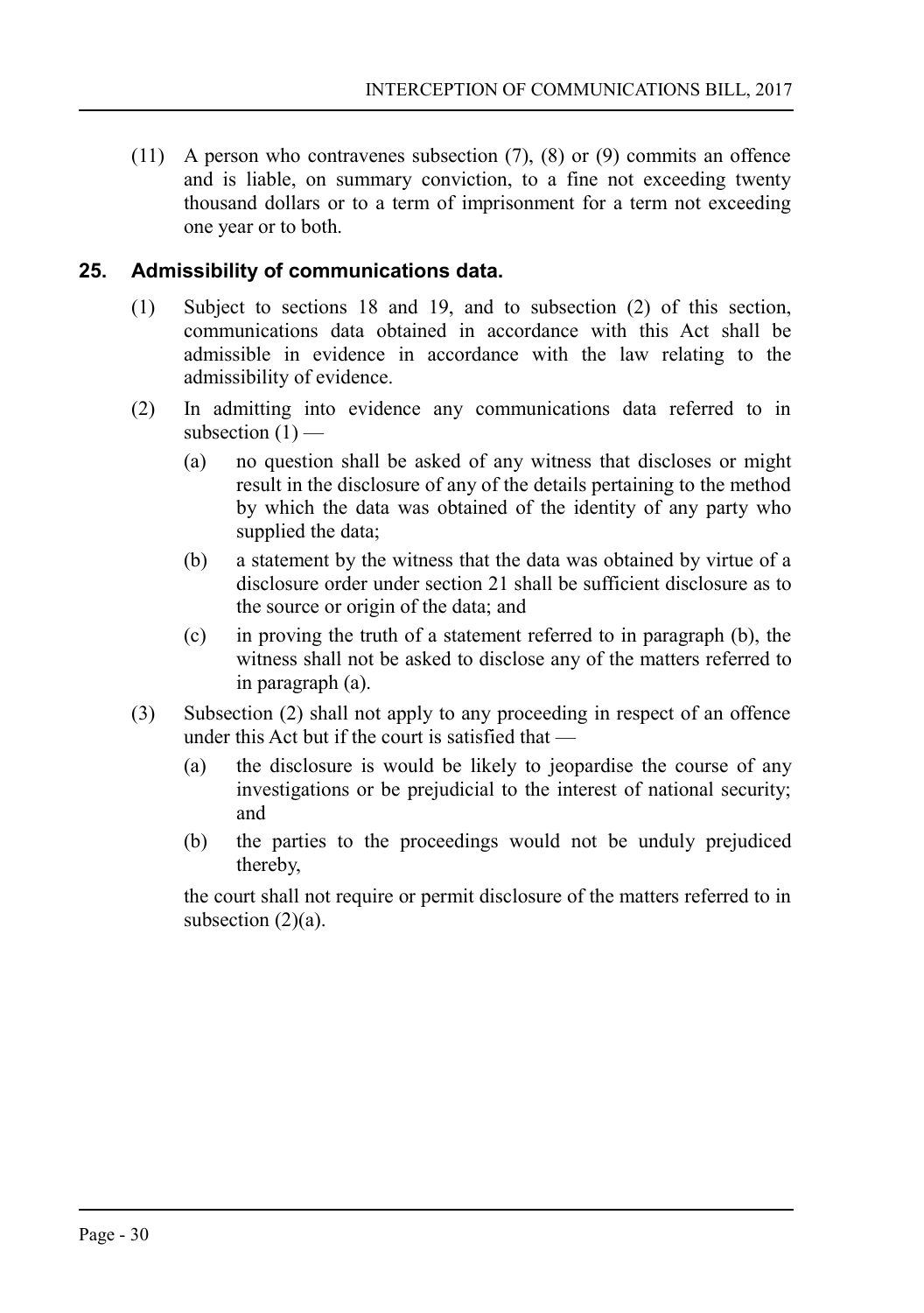(11) A person who contravenes subsection (7), (8) or (9) commits an offence and is liable, on summary conviction, to a fine not exceeding twenty thousand dollars or to a term of imprisonment for a term not exceeding one year or to both.

## 25. Admissibility of communications data.

(1) Subject to sections 18 and 19, and to subsection (2) of this section, communications data obtained in accordance with this Act shall be admissible in evidence in accordance with the law relating to the admissibility of evidence.

(2) In admitting into evidence any communications data referred to in subsection (1) —

(a) no question shall be asked of any witness that discloses or might result in the disclosure of any of the details pertaining to the method by which the data was obtained of the identity of any party who supplied the data;

(b) a statement by the witness that the data was obtained by virtue of a disclosure order under section 21 shall be sufficient disclosure as to the source or origin of the data; and

(c) in proving the truth of a statement referred to in paragraph (b), the witness shall not be asked to disclose any of the matters referred to in paragraph (a).

(3) Subsection (2) shall not apply to any proceeding in respect of an offence under this Act but if the court is satisfied that —

(a) the disclosure is would be likely to jeopardise the course of any investigations or be prejudicial to the interest of national security; and

(b) the parties to the proceedings would not be unduly prejudiced thereby,

the court shall not require or permit disclosure of the matters referred to in subsection (2)(a).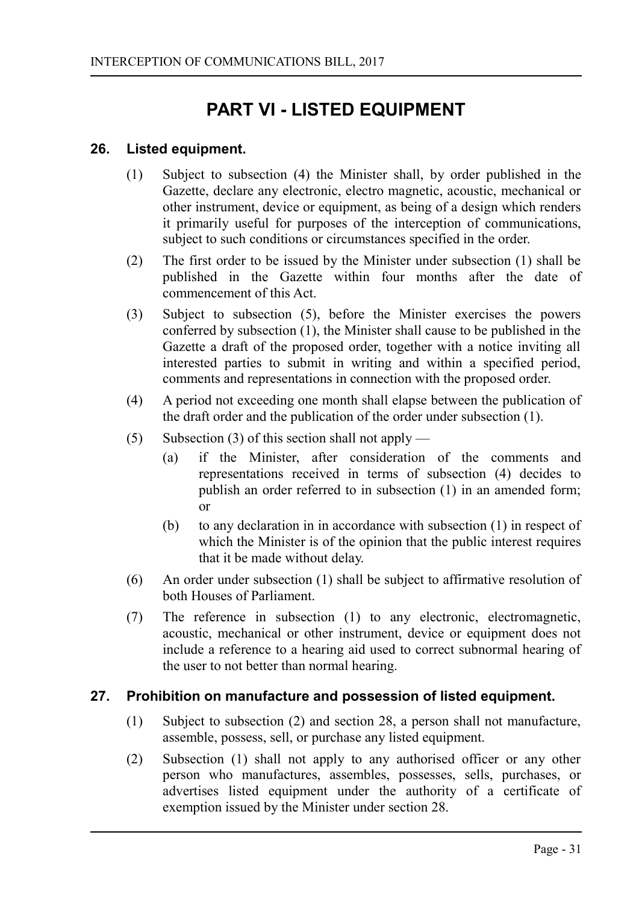# PART VI - LISTED EQUIPMENT

## 26. Listed equipment.

(1) Subject to subsection (4) the Minister shall, by order published in the Gazette, declare any electronic, electro magnetic, acoustic, mechanical or other instrument, device or equipment, as being of a design which renders it primarily useful for purposes of the interception of communications, subject to such conditions or circumstances specified in the order.

(2) The first order to be issued by the Minister under subsection (1) shall be published in the Gazette within four months after the date of commencement of this Act.

(3) Subject to subsection (5), before the Minister exercises the powers conferred by subsection (1), the Minister shall cause to be published in the Gazette a draft of the proposed order, together with a notice inviting all interested parties to submit in writing and within a specified period, comments and representations in connection with the proposed order.

(4) A period not exceeding one month shall elapse between the publication of the draft order and the publication of the order under subsection (1).

(5) Subsection (3) of this section shall not apply —

(a) if the Minister, after consideration of the comments and representations received in terms of subsection (4) decides to publish an order referred to in subsection (1) in an amended form; or

(b) to any declaration in in accordance with subsection (1) in respect of which the Minister is of the opinion that the public interest requires that it be made without delay.

(6) An order under subsection (1) shall be subject to affirmative resolution of both Houses of Parliament.

(7) The reference in subsection (1) to any electronic, electromagnetic, acoustic, mechanical or other instrument, device or equipment does not include a reference to a hearing aid used to correct subnormal hearing of the user to not better than normal hearing.

## 27. Prohibition on manufacture and possession of listed equipment.

(1) Subject to subsection (2) and section 28, a person shall not manufacture, assemble, possess, sell, or purchase any listed equipment.

(2) Subsection (1) shall not apply to any authorised officer or any other person who manufactures, assembles, possesses, sells, purchases, or advertises listed equipment under the authority of a certificate of exemption issued by the Minister under section 28.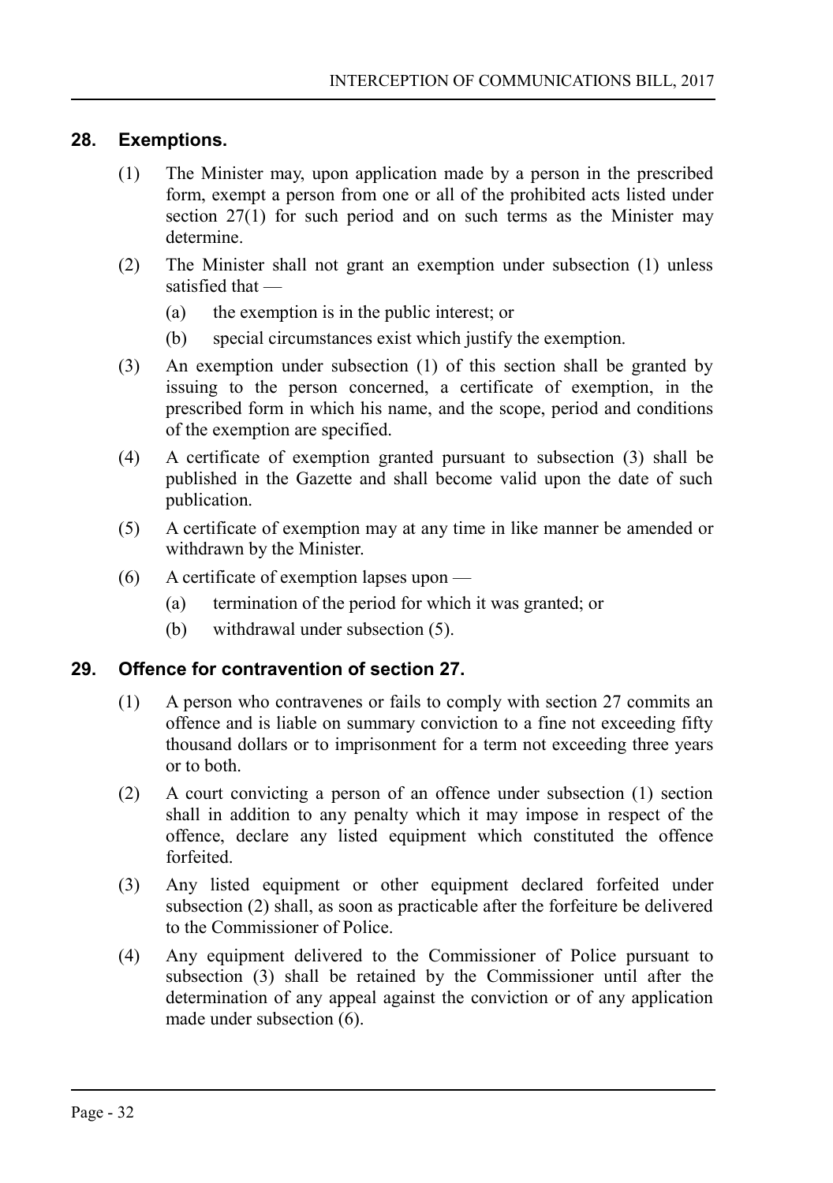## 28. Exemptions.

(1) The Minister may, upon application made by a person in the prescribed form, exempt a person from one or all of the prohibited acts listed under section 27(1) for such period and on such terms as the Minister may determine.

(2) The Minister shall not grant an exemption under subsection (1) unless satisfied that —

(a) the exemption is in the public interest; or

(b) special circumstances exist which justify the exemption.

(3) An exemption under subsection (1) of this section shall be granted by issuing to the person concerned, a certificate of exemption, in the prescribed form in which his name, and the scope, period and conditions of the exemption are specified.

(4) A certificate of exemption granted pursuant to subsection (3) shall be published in the Gazette and shall become valid upon the date of such publication.

(5) A certificate of exemption may at any time in like manner be amended or withdrawn by the Minister.

(6) A certificate of exemption lapses upon —

(a) termination of the period for which it was granted; or

(b) withdrawal under subsection (5).

## 29. Offence for contravention of section 27.

(1) A person who contravenes or fails to comply with section 27 commits an offence and is liable on summary conviction to a fine not exceeding fifty thousand dollars or to imprisonment for a term not exceeding three years or to both.

(2) A court convicting a person of an offence under subsection (1) section shall in addition to any penalty which it may impose in respect of the offence, declare any listed equipment which constituted the offence forfeited.

(3) Any listed equipment or other equipment declared forfeited under subsection (2) shall, as soon as practicable after the forfeiture be delivered to the Commissioner of Police.

(4) Any equipment delivered to the Commissioner of Police pursuant to subsection (3) shall be retained by the Commissioner until after the determination of any appeal against the conviction or of any application made under subsection (6).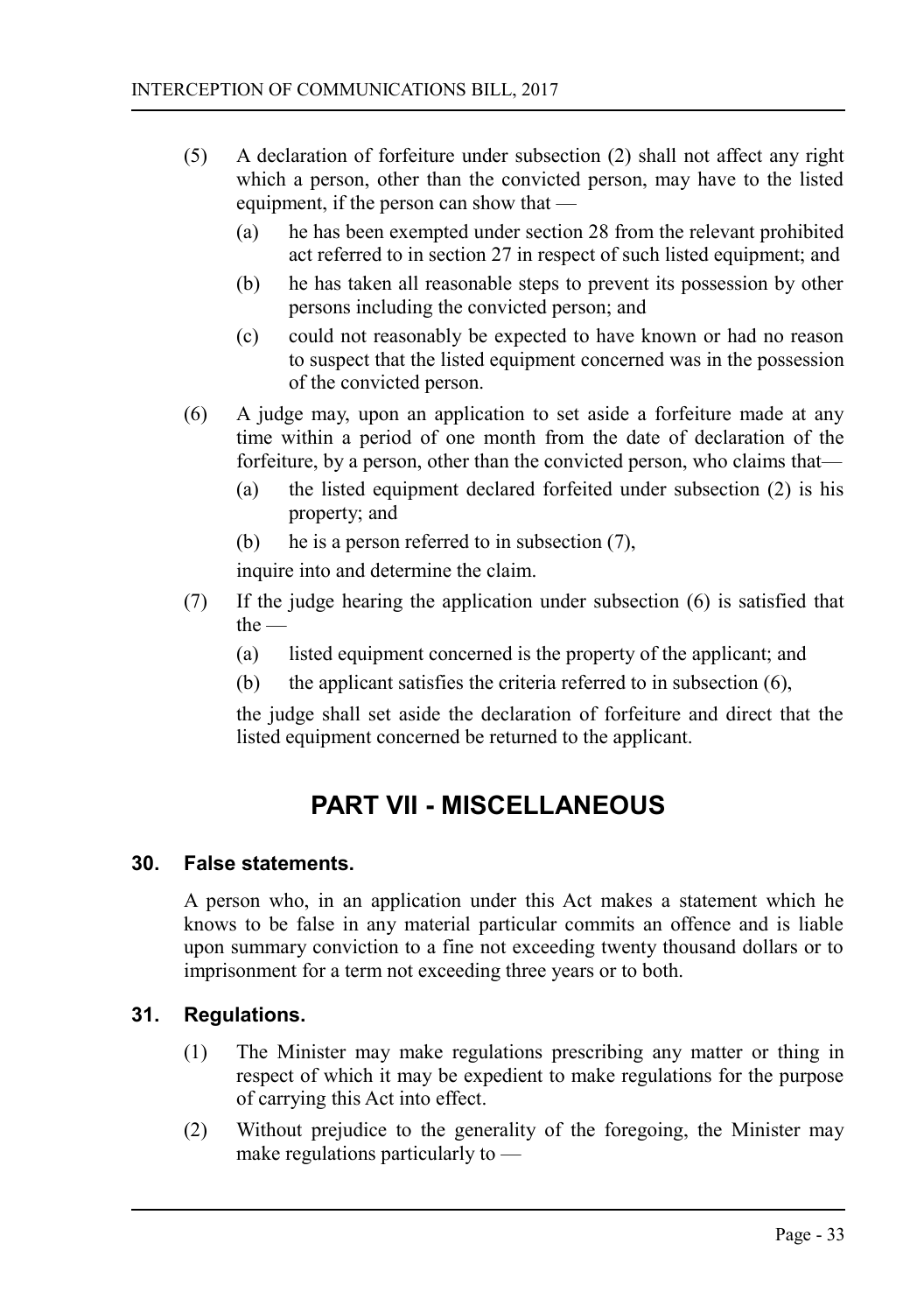(5) A declaration of forfeiture under subsection (2) shall not affect any right which a person, other than the convicted person, may have to the listed equipment, if the person can show that —

(a) he has been exempted under section 28 from the relevant prohibited act referred to in section 27 in respect of such listed equipment; and

(b) he has taken all reasonable steps to prevent its possession by other persons including the convicted person; and

(c) could not reasonably be expected to have known or had no reason to suspect that the listed equipment concerned was in the possession of the convicted person.

(6) A judge may, upon an application to set aside a forfeiture made at any time within a period of one month from the date of declaration of the forfeiture, by a person, other than the convicted person, who claims that—

(a) the listed equipment declared forfeited under subsection (2) is his property; and

(b) he is a person referred to in subsection (7),

inquire into and determine the claim.

(7) If the judge hearing the application under subsection (6) is satisfied that the —

(a) listed equipment concerned is the property of the applicant; and

(b) the applicant satisfies the criteria referred to in subsection (6),

the judge shall set aside the declaration of forfeiture and direct that the listed equipment concerned be returned to the applicant.

# PART VII - MISCELLANEOUS

### 30. False statements.

A person who, in an application under this Act makes a statement which he knows to be false in any material particular commits an offence and is liable upon summary conviction to a fine not exceeding twenty thousand dollars or to imprisonment for a term not exceeding three years or to both.

### 31. Regulations.

(1) The Minister may make regulations prescribing any matter or thing in respect of which it may be expedient to make regulations for the purpose of carrying this Act into effect.

(2) Without prejudice to the generality of the foregoing, the Minister may make regulations particularly to —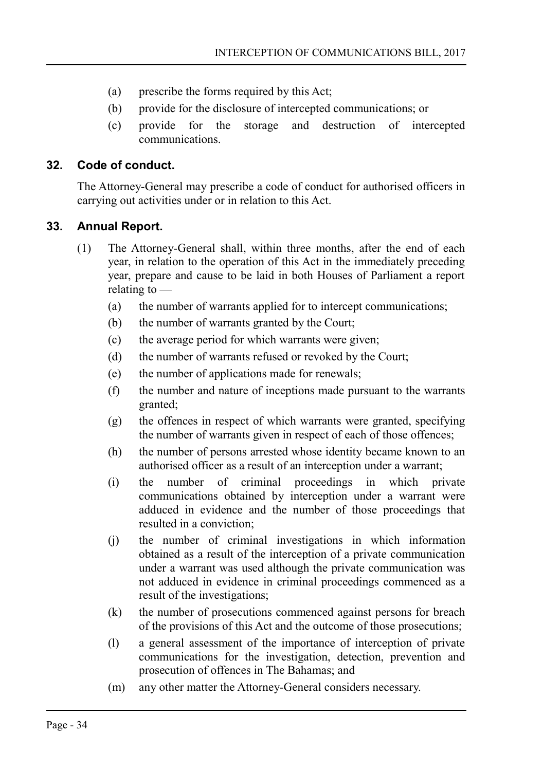(a) prescribe the forms required by this Act;

(b) provide for the disclosure of intercepted communications; or

(c) provide for the storage and destruction of intercepted communications.

### 32. Code of conduct.

The Attorney-General may prescribe a code of conduct for authorised officers in carrying out activities under or in relation to this Act.

### 33. Annual Report.

(1) The Attorney-General shall, within three months, after the end of each year, in relation to the operation of this Act in the immediately preceding year, prepare and cause to be laid in both Houses of Parliament a report relating to —

(a) the number of warrants applied for to intercept communications;

(b) the number of warrants granted by the Court;

(c) the average period for which warrants were given;

(d) the number of warrants refused or revoked by the Court;

(e) the number of applications made for renewals;

(f) the number and nature of inceptions made pursuant to the warrants granted;

(g) the offences in respect of which warrants were granted, specifying the number of warrants given in respect of each of those offences;

(h) the number of persons arrested whose identity became known to an authorised officer as a result of an interception under a warrant;

(i) the number of criminal proceedings in which private communications obtained by interception under a warrant were adduced in evidence and the number of those proceedings that resulted in a conviction;

(j) the number of criminal investigations in which information obtained as a result of the interception of a private communication under a warrant was used although the private communication was not adduced in evidence in criminal proceedings commenced as a result of the investigations;

(k) the number of prosecutions commenced against persons for breach of the provisions of this Act and the outcome of those prosecutions;

(l) a general assessment of the importance of interception of private communications for the investigation, detection, prevention and prosecution of offences in The Bahamas; and

(m) any other matter the Attorney-General considers necessary.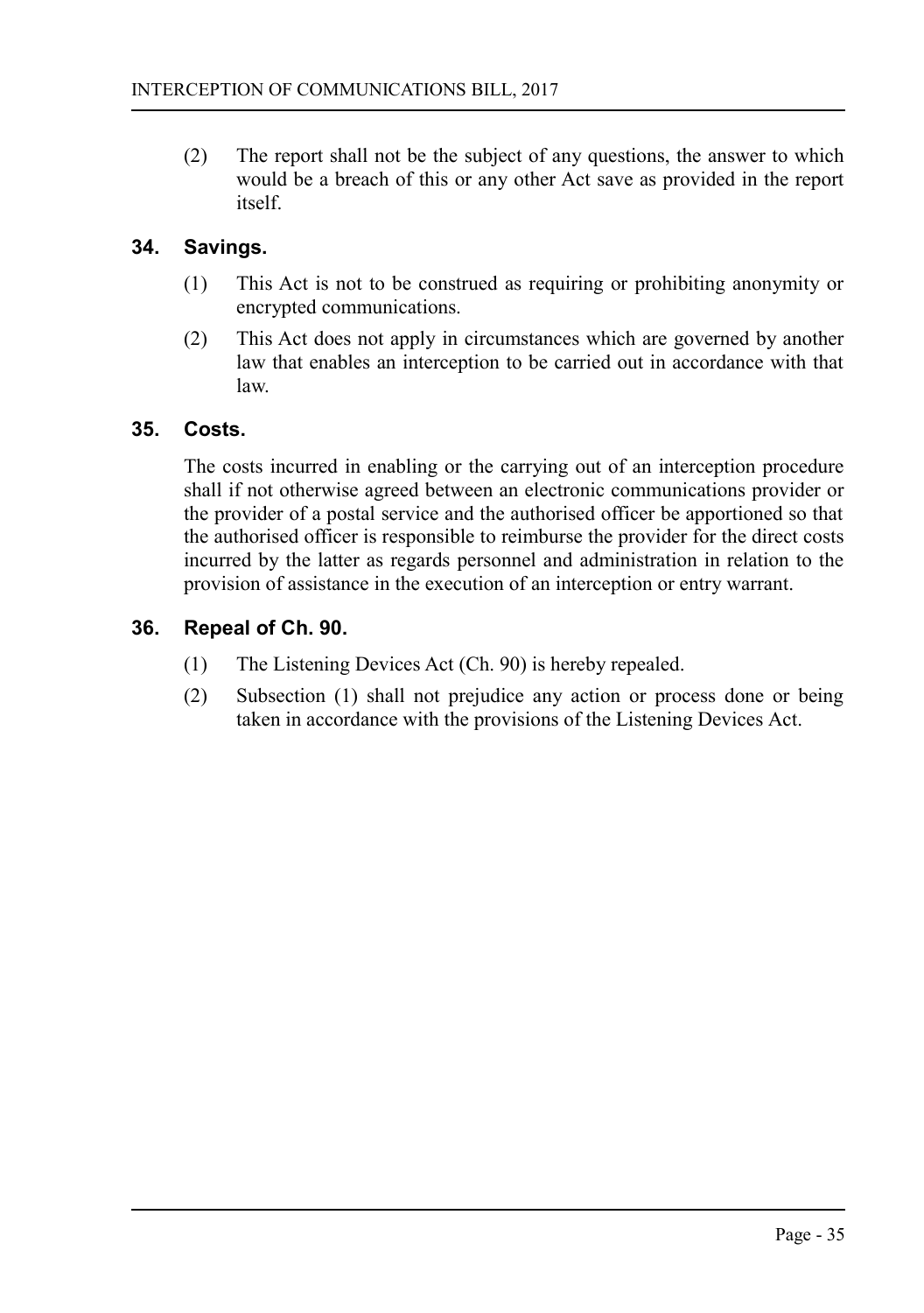(2) The report shall not be the subject of any questions, the answer to which would be a breach of this or any other Act save as provided in the report itself.

## 34. Savings.

(1) This Act is not to be construed as requiring or prohibiting anonymity or encrypted communications.

(2) This Act does not apply in circumstances which are governed by another law that enables an interception to be carried out in accordance with that law.

## 35. Costs.

The costs incurred in enabling or the carrying out of an interception procedure shall if not otherwise agreed between an electronic communications provider or the provider of a postal service and the authorised officer be apportioned so that the authorised officer is responsible to reimburse the provider for the direct costs incurred by the latter as regards personnel and administration in relation to the provision of assistance in the execution of an interception or entry warrant.

## 36. Repeal of Ch. 90.

(1) The Listening Devices Act (Ch. 90) is hereby repealed.

(2) Subsection (1) shall not prejudice any action or process done or being taken in accordance with the provisions of the Listening Devices Act.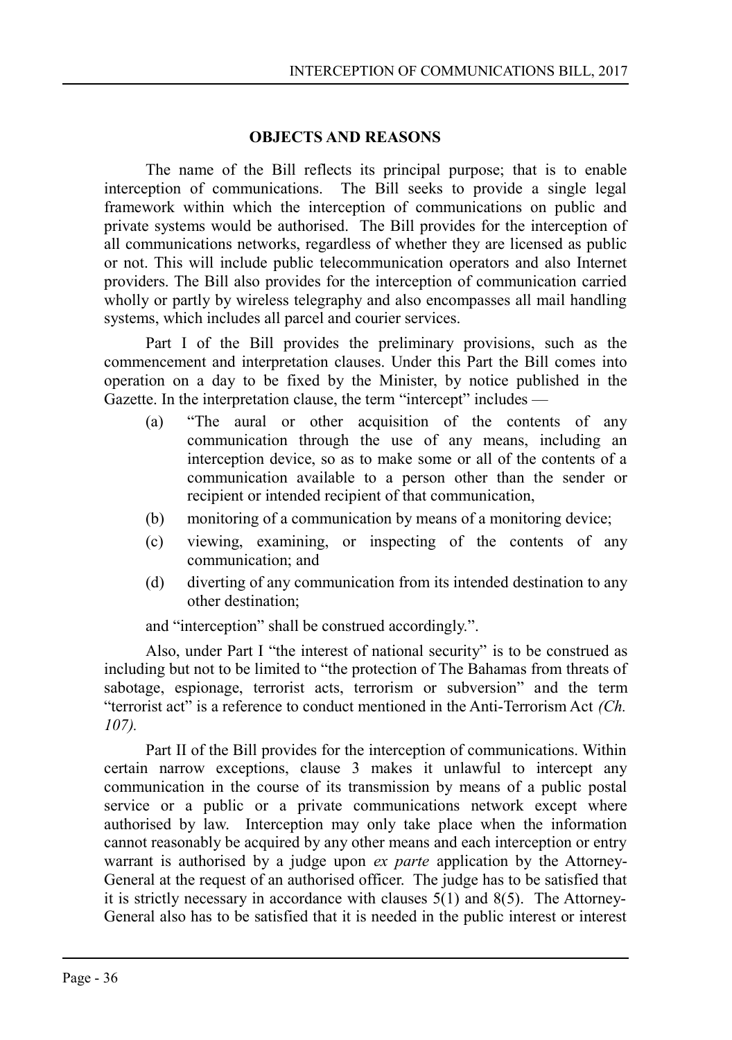## OBJECTS AND REASONS

The name of the Bill reflects its principal purpose; that is to enable interception of communications. The Bill seeks to provide a single legal framework within which the interception of communications on public and private systems would be authorised. The Bill provides for the interception of all communications networks, regardless of whether they are licensed as public or not. This will include public telecommunication operators and also Internet providers. The Bill also provides for the interception of communication carried wholly or partly by wireless telegraphy and also encompasses all mail handling systems, which includes all parcel and courier services.

Part I of the Bill provides the preliminary provisions, such as the commencement and interpretation clauses. Under this Part the Bill comes into operation on a day to be fixed by the Minister, by notice published in the Gazette. In the interpretation clause, the term "intercept" includes —

- (a) "The aural or other acquisition of the contents of any communication through the use of any means, including an interception device, so as to make some or all of the contents of a communication available to a person other than the sender or recipient or intended recipient of that communication,
- (b) monitoring of a communication by means of a monitoring device;
- (c) viewing, examining, or inspecting of the contents of any communication; and
- (d) diverting of any communication from its intended destination to any other destination;

and "interception" shall be construed accordingly.".

Also, under Part I "the interest of national security" is to be construed as including but not to be limited to "the protection of The Bahamas from threats of sabotage, espionage, terrorist acts, terrorism or subversion" and the term "terrorist act" is a reference to conduct mentioned in the Anti-Terrorism Act *(Ch. 107).*

Part II of the Bill provides for the interception of communications. Within certain narrow exceptions, clause 3 makes it unlawful to intercept any communication in the course of its transmission by means of a public postal service or a public or a private communications network except where authorised by law. Interception may only take place when the information cannot reasonably be acquired by any other means and each interception or entry warrant is authorised by a judge upon *ex parte* application by the Attorney-General at the request of an authorised officer. The judge has to be satisfied that it is strictly necessary in accordance with clauses 5(1) and 8(5). The Attorney-General also has to be satisfied that it is needed in the public interest or interest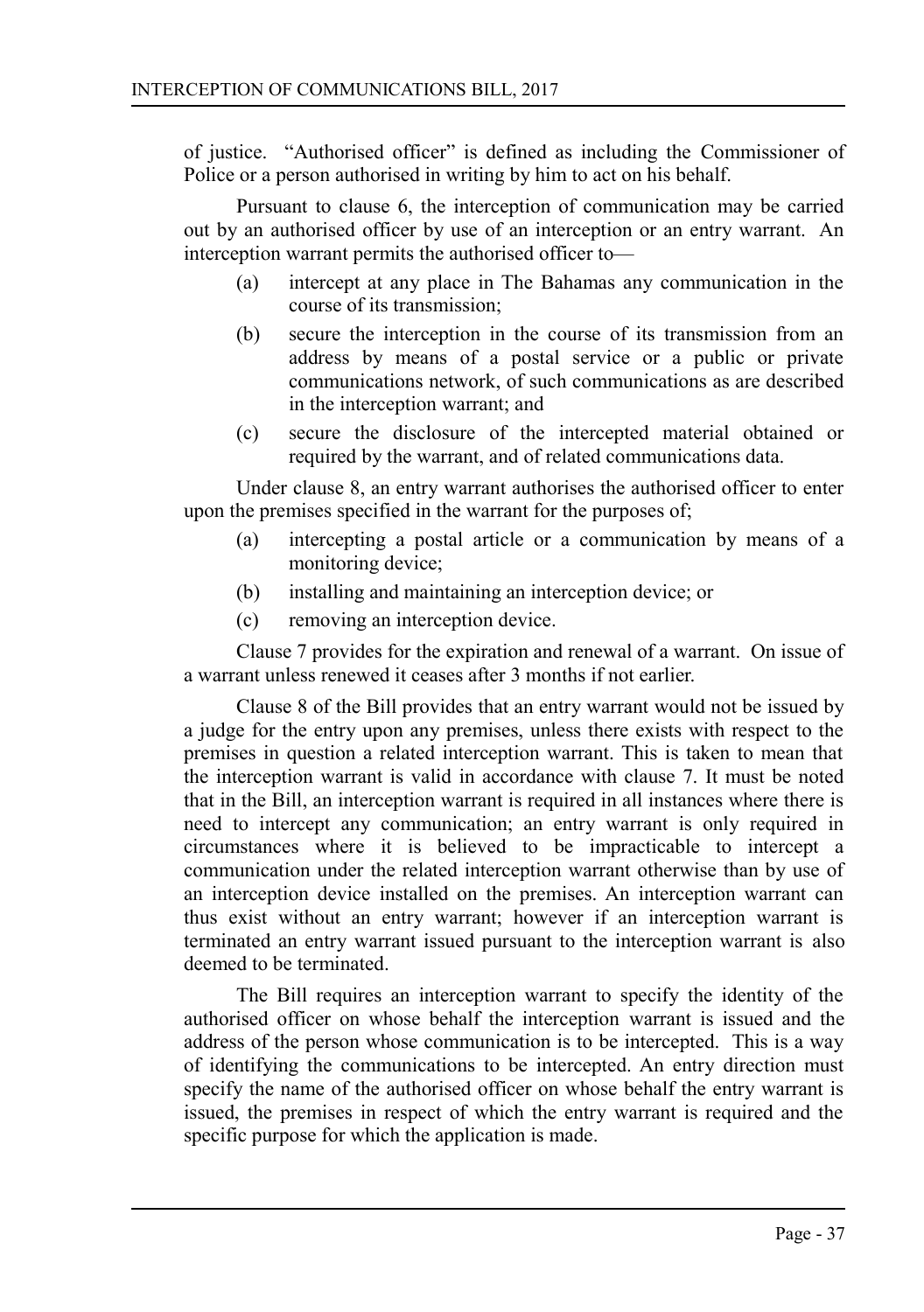of justice. "Authorised officer" is defined as including the Commissioner of Police or a person authorised in writing by him to act on his behalf.

Pursuant to clause 6, the interception of communication may be carried out by an authorised officer by use of an interception or an entry warrant. An interception warrant permits the authorised officer to—

- (a) intercept at any place in The Bahamas any communication in the course of its transmission;
- (b) secure the interception in the course of its transmission from an address by means of a postal service or a public or private communications network, of such communications as are described in the interception warrant; and
- (c) secure the disclosure of the intercepted material obtained or required by the warrant, and of related communications data.

Under clause 8, an entry warrant authorises the authorised officer to enter upon the premises specified in the warrant for the purposes of;

- (a) intercepting a postal article or a communication by means of a monitoring device;
- (b) installing and maintaining an interception device; or
- (c) removing an interception device.

Clause 7 provides for the expiration and renewal of a warrant. On issue of a warrant unless renewed it ceases after 3 months if not earlier.

Clause 8 of the Bill provides that an entry warrant would not be issued by a judge for the entry upon any premises, unless there exists with respect to the premises in question a related interception warrant. This is taken to mean that the interception warrant is valid in accordance with clause 7. It must be noted that in the Bill, an interception warrant is required in all instances where there is need to intercept any communication; an entry warrant is only required in circumstances where it is believed to be impracticable to intercept a communication under the related interception warrant otherwise than by use of an interception device installed on the premises. An interception warrant can thus exist without an entry warrant; however if an interception warrant is terminated an entry warrant issued pursuant to the interception warrant is also deemed to be terminated.

The Bill requires an interception warrant to specify the identity of the authorised officer on whose behalf the interception warrant is issued and the address of the person whose communication is to be intercepted. This is a way of identifying the communications to be intercepted. An entry direction must specify the name of the authorised officer on whose behalf the entry warrant is issued, the premises in respect of which the entry warrant is required and the specific purpose for which the application is made.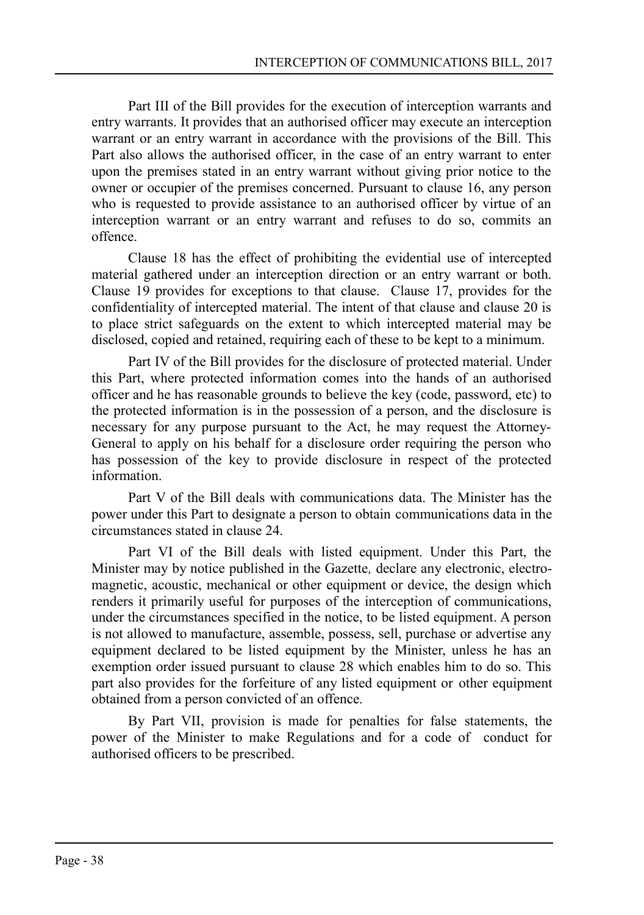Part III of the Bill provides for the execution of interception warrants and entry warrants. It provides that an authorised officer may execute an interception warrant or an entry warrant in accordance with the provisions of the Bill. This Part also allows the authorised officer, in the case of an entry warrant to enter upon the premises stated in an entry warrant without giving prior notice to the owner or occupier of the premises concerned. Pursuant to clause 16, any person who is requested to provide assistance to an authorised officer by virtue of an interception warrant or an entry warrant and refuses to do so, commits an offence.

Clause 18 has the effect of prohibiting the evidential use of intercepted material gathered under an interception direction or an entry warrant or both. Clause 19 provides for exceptions to that clause. Clause 17, provides for the confidentiality of intercepted material. The intent of that clause and clause 20 is to place strict safeguards on the extent to which intercepted material may be disclosed, copied and retained, requiring each of these to be kept to a minimum.

Part IV of the Bill provides for the disclosure of protected material. Under this Part, where protected information comes into the hands of an authorised officer and he has reasonable grounds to believe the key (code, password, etc) to the protected information is in the possession of a person, and the disclosure is necessary for any purpose pursuant to the Act, he may request the Attorney-General to apply on his behalf for a disclosure order requiring the person who has possession of the key to provide disclosure in respect of the protected information.

Part V of the Bill deals with communications data. The Minister has the power under this Part to designate a person to obtain communications data in the circumstances stated in clause 24.

Part VI of the Bill deals with listed equipment. Under this Part, the Minister may by notice published in the Gazette*,* declare any electronic, electro-magnetic, acoustic, mechanical or other equipment or device, the design which renders it primarily useful for purposes of the interception of communications, under the circumstances specified in the notice, to be listed equipment. A person is not allowed to manufacture, assemble, possess, sell, purchase or advertise any equipment declared to be listed equipment by the Minister, unless he has an exemption order issued pursuant to clause 28 which enables him to do so. This part also provides for the forfeiture of any listed equipment or other equipment obtained from a person convicted of an offence.

By Part VII, provision is made for penalties for false statements, the power of the Minister to make Regulations and for a code of conduct for authorised officers to be prescribed.